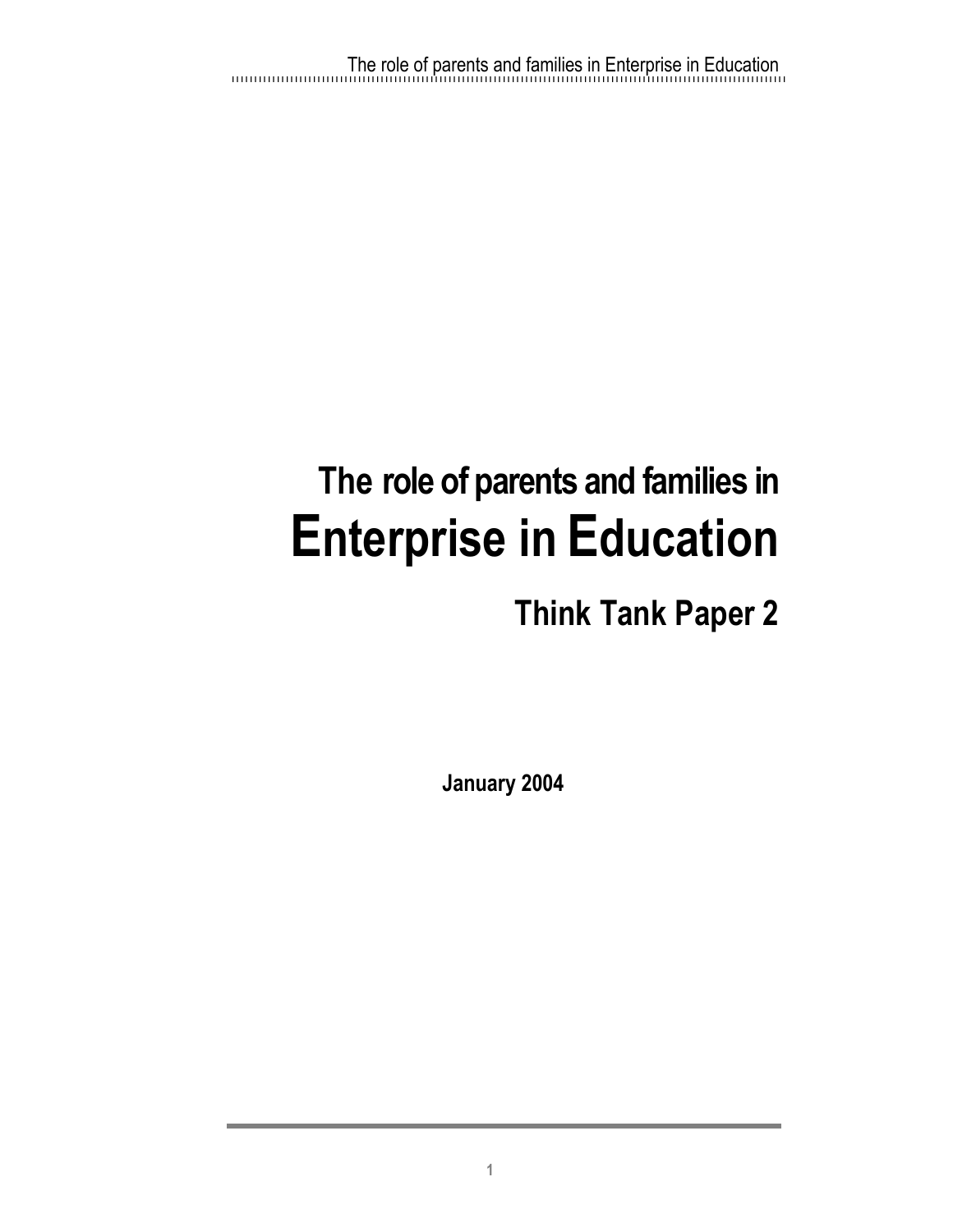# The role of parents and families in Enterprise in Education

## Think Tank Paper 2

**January 2004**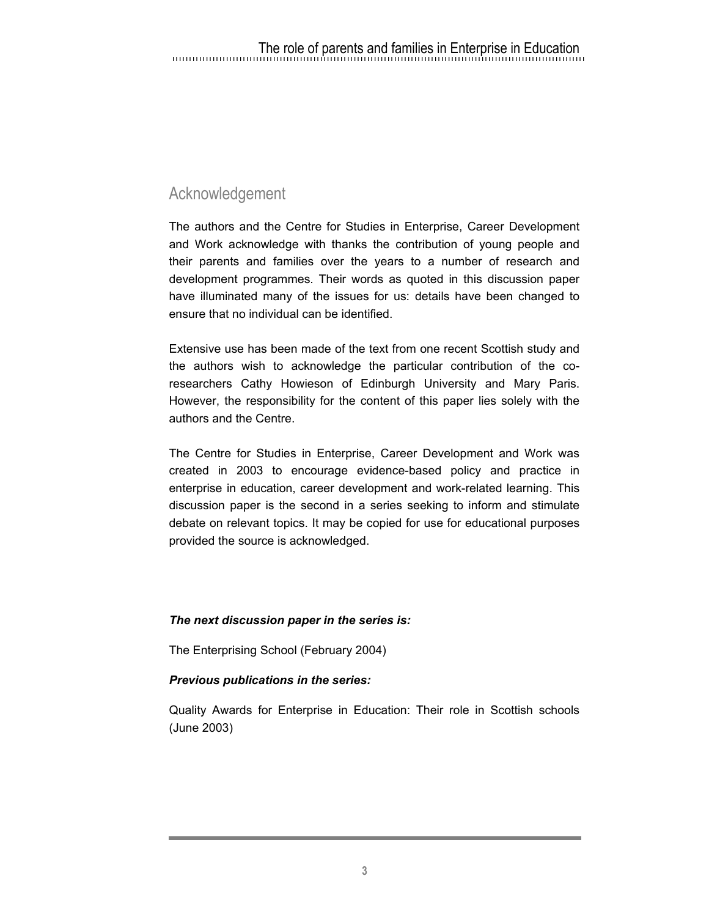## Acknowledgement

The authors and the Centre for Studies in Enterprise, Career Development and Work acknowledge with thanks the contribution of young people and their parents and families over the years to a number of research and development programmes. Their words as quoted in this discussion paper have illuminated many of the issues for us: details have been changed to ensure that no individual can be identified.

Extensive use has been made of the text from one recent Scottish study and the authors wish to acknowledge the particular contribution of the co-researchers Cathy Howieson of Edinburgh University and Mary Paris. However, the responsibility for the content of this paper lies solely with the authors and the Centre.

The Centre for Studies in Enterprise, Career Development and Work was created in 2003 to encourage evidence-based policy and practice in enterprise in education, career development and work-related learning. This discussion paper is the second in a series seeking to inform and stimulate debate on relevant topics. It may be copied for use for educational purposes provided the source is acknowledged.

***The next discussion paper in the series is:***

The Enterprising School (February 2004)

***Previous publications in the series:***

Quality Awards for Enterprise in Education: Their role in Scottish schools (June 2003)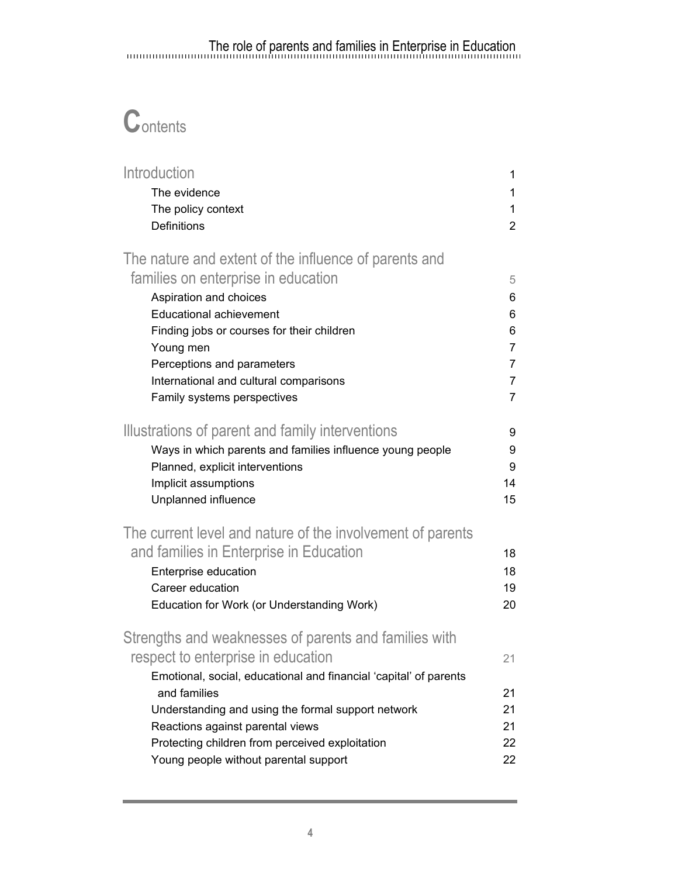# Contents

| | |
|---|---|
| **Introduction** | 1 |
| The evidence | 1 |
| The policy context | 1 |
| Definitions | 2 |
| **The nature and extent of the influence of parents and families on enterprise in education** | 5 |
| Aspiration and choices | 6 |
| Educational achievement | 6 |
| Finding jobs or courses for their children | 6 |
| Young men | 7 |
| Perceptions and parameters | 7 |
| International and cultural comparisons | 7 |
| Family systems perspectives | 7 |
| **Illustrations of parent and family interventions** | 9 |
| Ways in which parents and families influence young people | 9 |
| Planned, explicit interventions | 9 |
| Implicit assumptions | 14 |
| Unplanned influence | 15 |
| **The current level and nature of the involvement of parents and families in Enterprise in Education** | 18 |
| Enterprise education | 18 |
| Career education | 19 |
| Education for Work (or Understanding Work) | 20 |
| **Strengths and weaknesses of parents and families with respect to enterprise in education** | 21 |
| Emotional, social, educational and financial 'capital' of parents and families | 21 |
| Understanding and using the formal support network | 21 |
| Reactions against parental views | 21 |
| Protecting children from perceived exploitation | 22 |
| Young people without parental support | 22 |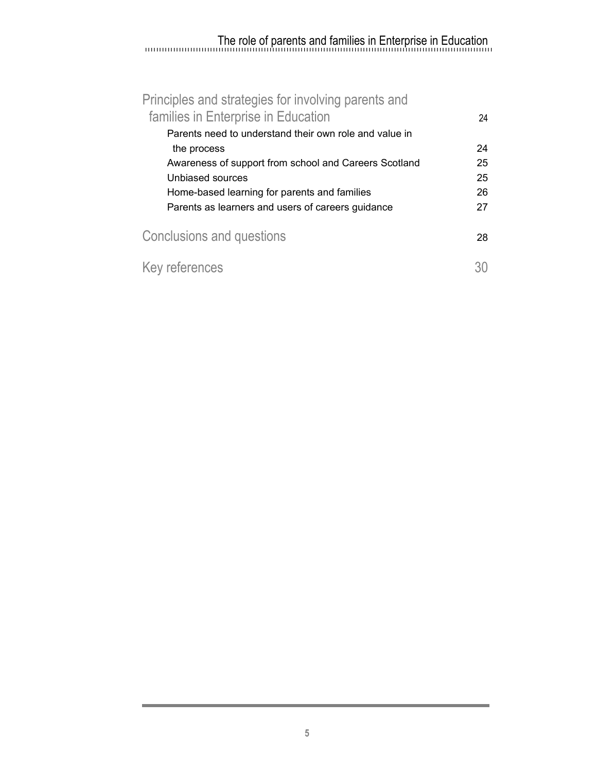| | |
|---|---|
| Principles and strategies for involving parents and families in Enterprise in Education | 24 |
| Parents need to understand their own role and value in the process | 24 |
| Awareness of support from school and Careers Scotland | 25 |
| Unbiased sources | 25 |
| Home-based learning for parents and families | 26 |
| Parents as learners and users of careers guidance | 27 |
| Conclusions and questions | 28 |
| Key references | 30 |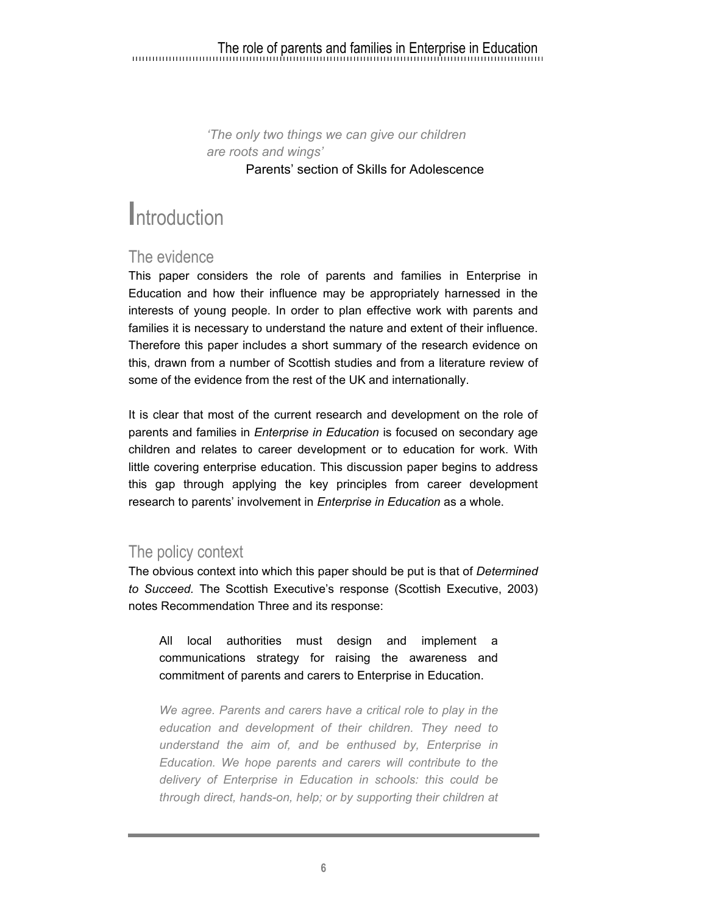*'The only two things we can give our children are roots and wings'*

Parents' section of Skills for Adolescence

# Introduction

## The evidence

This paper considers the role of parents and families in Enterprise in Education and how their influence may be appropriately harnessed in the interests of young people. In order to plan effective work with parents and families it is necessary to understand the nature and extent of their influence. Therefore this paper includes a short summary of the research evidence on this, drawn from a number of Scottish studies and from a literature review of some of the evidence from the rest of the UK and internationally.

It is clear that most of the current research and development on the role of parents and families in *Enterprise in Education* is focused on secondary age children and relates to career development or to education for work. With little covering enterprise education. This discussion paper begins to address this gap through applying the key principles from career development research to parents' involvement in *Enterprise in Education* as a whole.

## The policy context

The obvious context into which this paper should be put is that of *Determined to Succeed*. The Scottish Executive's response (Scottish Executive, 2003) notes Recommendation Three and its response:

> All local authorities must design and implement a communications strategy for raising the awareness and commitment of parents and carers to Enterprise in Education.
>
> *We agree. Parents and carers have a critical role to play in the education and development of their children. They need to understand the aim of, and be enthused by, Enterprise in Education. We hope parents and carers will contribute to the delivery of Enterprise in Education in schools: this could be through direct, hands-on, help; or by supporting their children at*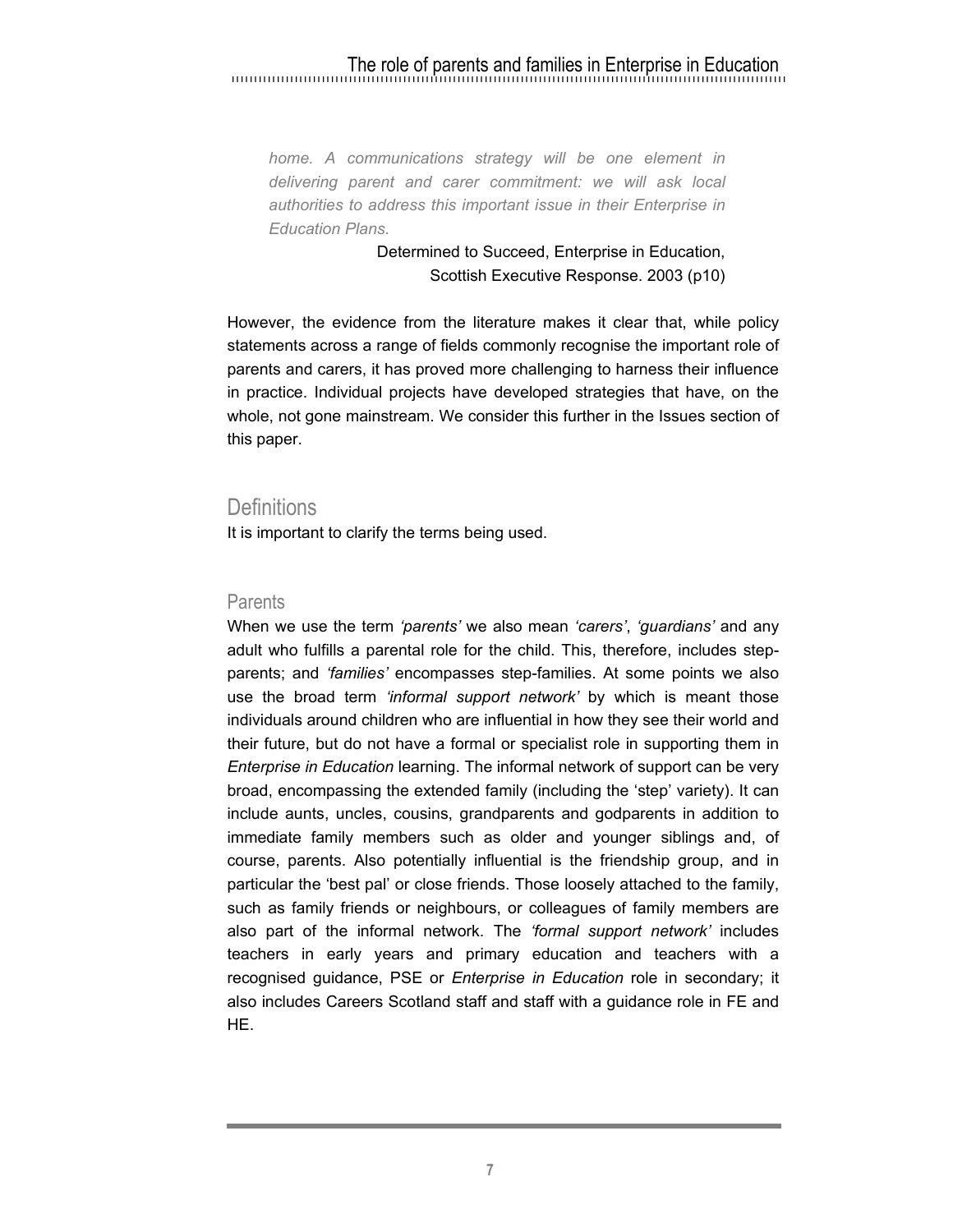> *home. A communications strategy will be one element in delivering parent and carer commitment: we will ask local authorities to address this important issue in their Enterprise in Education Plans.*
>
> Determined to Succeed, Enterprise in Education, Scottish Executive Response. 2003 (p10)

However, the evidence from the literature makes it clear that, while policy statements across a range of fields commonly recognise the important role of parents and carers, it has proved more challenging to harness their influence in practice. Individual projects have developed strategies that have, on the whole, not gone mainstream. We consider this further in the Issues section of this paper.

## Definitions

It is important to clarify the terms being used.

### Parents

When we use the term *'parents'* we also mean *'carers'*, *'guardians'* and any adult who fulfills a parental role for the child. This, therefore, includes step-parents; and *'families'* encompasses step-families. At some points we also use the broad term *'informal support network'* by which is meant those individuals around children who are influential in how they see their world and their future, but do not have a formal or specialist role in supporting them in *Enterprise in Education* learning. The informal network of support can be very broad, encompassing the extended family (including the 'step' variety). It can include aunts, uncles, cousins, grandparents and godparents in addition to immediate family members such as older and younger siblings and, of course, parents. Also potentially influential is the friendship group, and in particular the 'best pal' or close friends. Those loosely attached to the family, such as family friends or neighbours, or colleagues of family members are also part of the informal network. The *'formal support network'* includes teachers in early years and primary education and teachers with a recognised guidance, PSE or *Enterprise in Education* role in secondary; it also includes Careers Scotland staff and staff with a guidance role in FE and HE.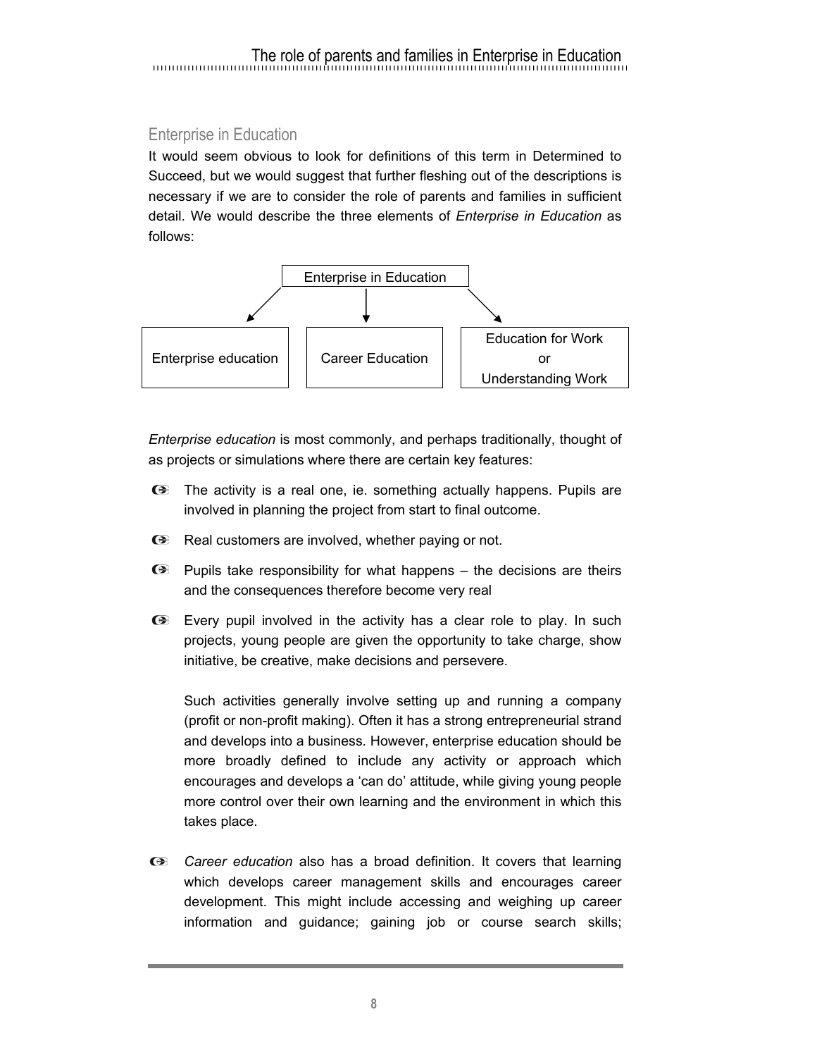## Enterprise in Education

It would seem obvious to look for definitions of this term in Determined to Succeed, but we would suggest that further fleshing out of the descriptions is necessary if we are to consider the role of parents and families in sufficient detail. We would describe the three elements of *Enterprise in Education* as follows:

Enterprise in Education

- Enterprise education
- Career Education
- Education for Work or Understanding Work

*Enterprise education* is most commonly, and perhaps traditionally, thought of as projects or simulations where there are certain key features:

- The activity is a real one, ie. something actually happens. Pupils are involved in planning the project from start to final outcome.
- Real customers are involved, whether paying or not.
- Pupils take responsibility for what happens – the decisions are theirs and the consequences therefore become very real
- Every pupil involved in the activity has a clear role to play. In such projects, young people are given the opportunity to take charge, show initiative, be creative, make decisions and persevere.

  Such activities generally involve setting up and running a company (profit or non-profit making). Often it has a strong entrepreneurial strand and develops into a business. However, enterprise education should be more broadly defined to include any activity or approach which encourages and develops a 'can do' attitude, while giving young people more control over their own learning and the environment in which this takes place.

- *Career education* also has a broad definition. It covers that learning which develops career management skills and encourages career development. This might include accessing and weighing up career information and guidance; gaining job or course search skills;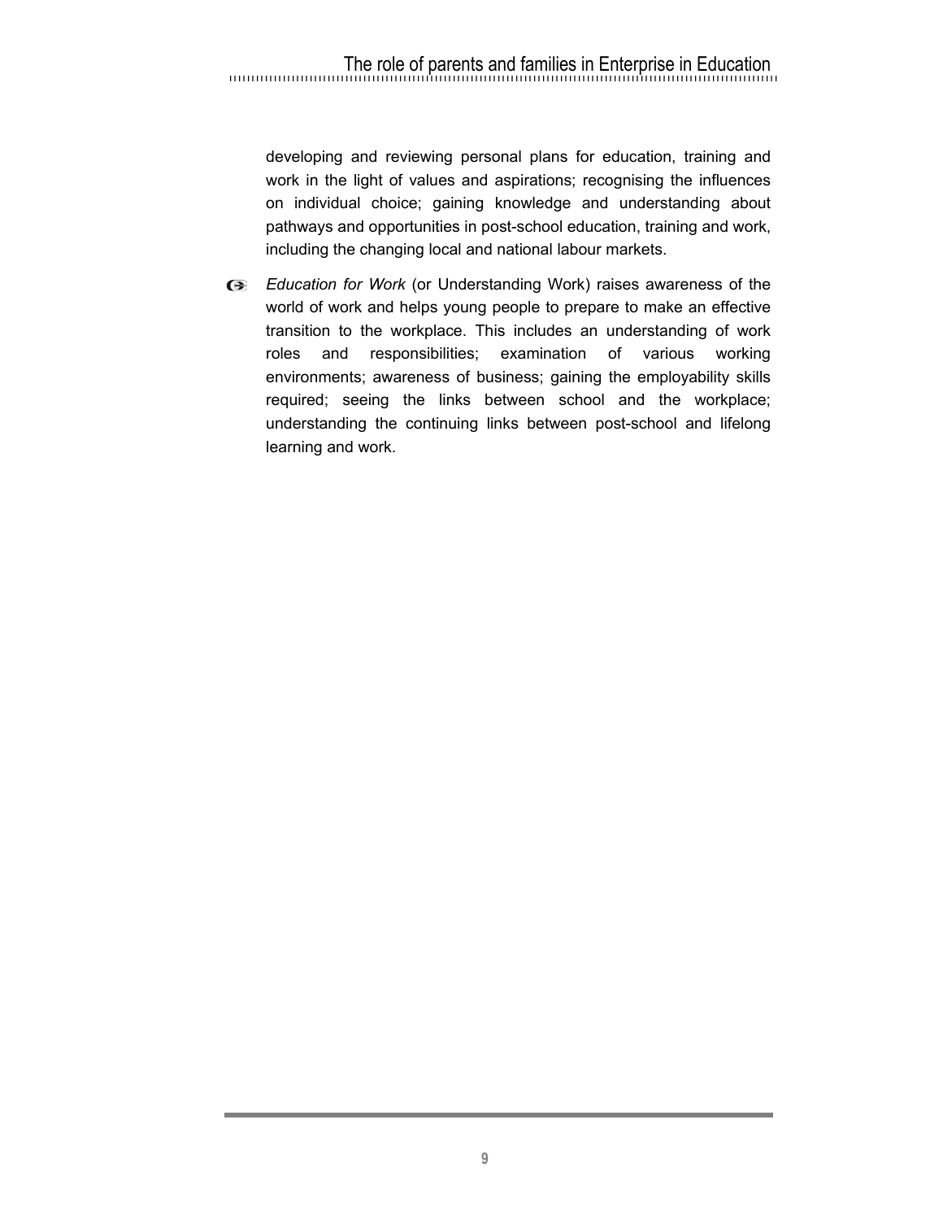developing and reviewing personal plans for education, training and work in the light of values and aspirations; recognising the influences on individual choice; gaining knowledge and understanding about pathways and opportunities in post-school education, training and work, including the changing local and national labour markets.

- *Education for Work* (or Understanding Work) raises awareness of the world of work and helps young people to prepare to make an effective transition to the workplace. This includes an understanding of work roles and responsibilities; examination of various working environments; awareness of business; gaining the employability skills required; seeing the links between school and the workplace; understanding the continuing links between post-school and lifelong learning and work.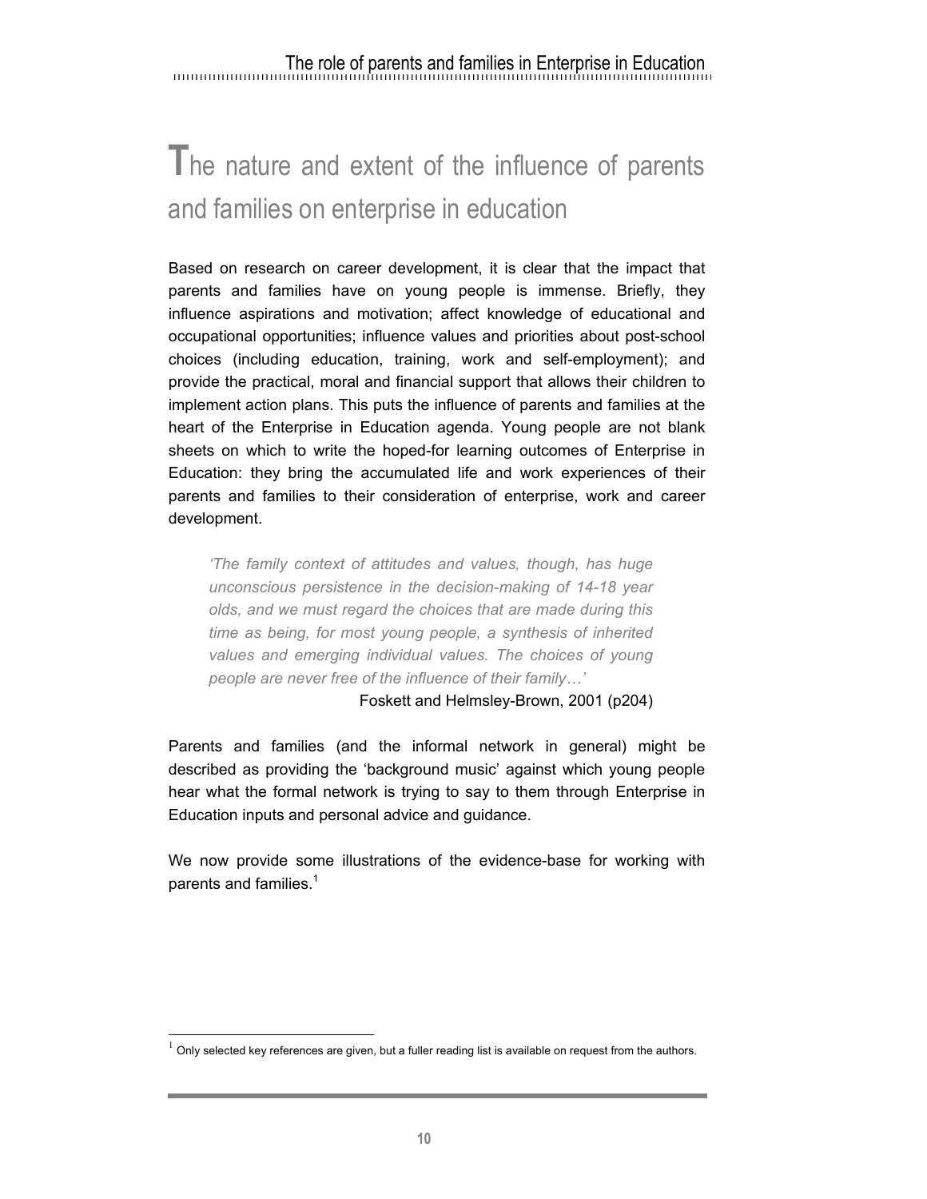# The nature and extent of the influence of parents and families on enterprise in education

Based on research on career development, it is clear that the impact that parents and families have on young people is immense. Briefly, they influence aspirations and motivation; affect knowledge of educational and occupational opportunities; influence values and priorities about post-school choices (including education, training, work and self-employment); and provide the practical, moral and financial support that allows their children to implement action plans. This puts the influence of parents and families at the heart of the Enterprise in Education agenda. Young people are not blank sheets on which to write the hoped-for learning outcomes of Enterprise in Education: they bring the accumulated life and work experiences of their parents and families to their consideration of enterprise, work and career development.

> *'The family context of attitudes and values, though, has huge unconscious persistence in the decision-making of 14-18 year olds, and we must regard the choices that are made during this time as being, for most young people, a synthesis of inherited values and emerging individual values. The choices of young people are never free of the influence of their family…'*
>
> Foskett and Helmsley-Brown, 2001 (p204)

Parents and families (and the informal network in general) might be described as providing the 'background music' against which young people hear what the formal network is trying to say to them through Enterprise in Education inputs and personal advice and guidance.

We now provide some illustrations of the evidence-base for working with parents and families.[1]

[1] Only selected key references are given, but a fuller reading list is available on request from the authors.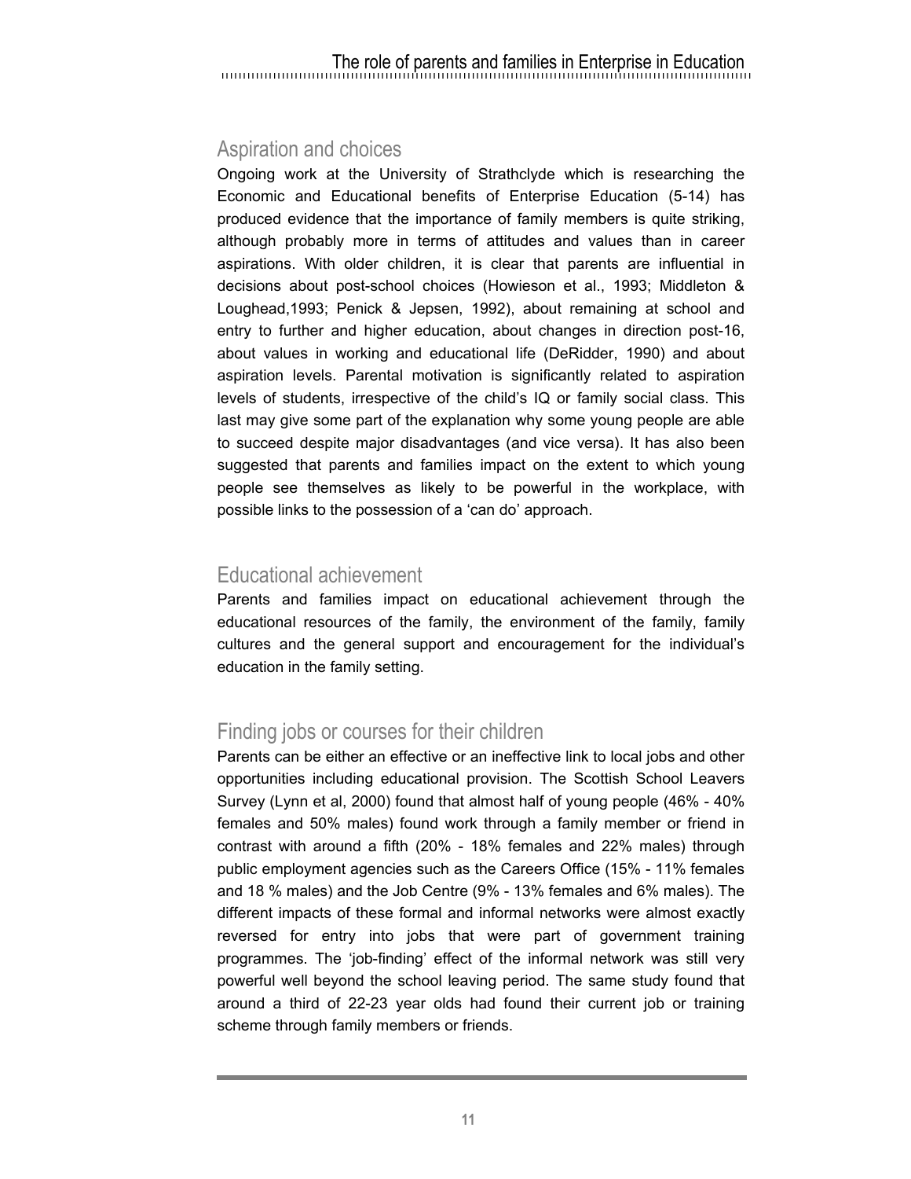## Aspiration and choices

Ongoing work at the University of Strathclyde which is researching the Economic and Educational benefits of Enterprise Education (5-14) has produced evidence that the importance of family members is quite striking, although probably more in terms of attitudes and values than in career aspirations. With older children, it is clear that parents are influential in decisions about post-school choices (Howieson et al., 1993; Middleton & Loughead,1993; Penick & Jepsen, 1992), about remaining at school and entry to further and higher education, about changes in direction post-16, about values in working and educational life (DeRidder, 1990) and about aspiration levels. Parental motivation is significantly related to aspiration levels of students, irrespective of the child's IQ or family social class. This last may give some part of the explanation why some young people are able to succeed despite major disadvantages (and vice versa). It has also been suggested that parents and families impact on the extent to which young people see themselves as likely to be powerful in the workplace, with possible links to the possession of a 'can do' approach.

## Educational achievement

Parents and families impact on educational achievement through the educational resources of the family, the environment of the family, family cultures and the general support and encouragement for the individual's education in the family setting.

## Finding jobs or courses for their children

Parents can be either an effective or an ineffective link to local jobs and other opportunities including educational provision. The Scottish School Leavers Survey (Lynn et al, 2000) found that almost half of young people (46% - 40% females and 50% males) found work through a family member or friend in contrast with around a fifth (20% - 18% females and 22% males) through public employment agencies such as the Careers Office (15% - 11% females and 18 % males) and the Job Centre (9% - 13% females and 6% males). The different impacts of these formal and informal networks were almost exactly reversed for entry into jobs that were part of government training programmes. The 'job-finding' effect of the informal network was still very powerful well beyond the school leaving period. The same study found that around a third of 22-23 year olds had found their current job or training scheme through family members or friends.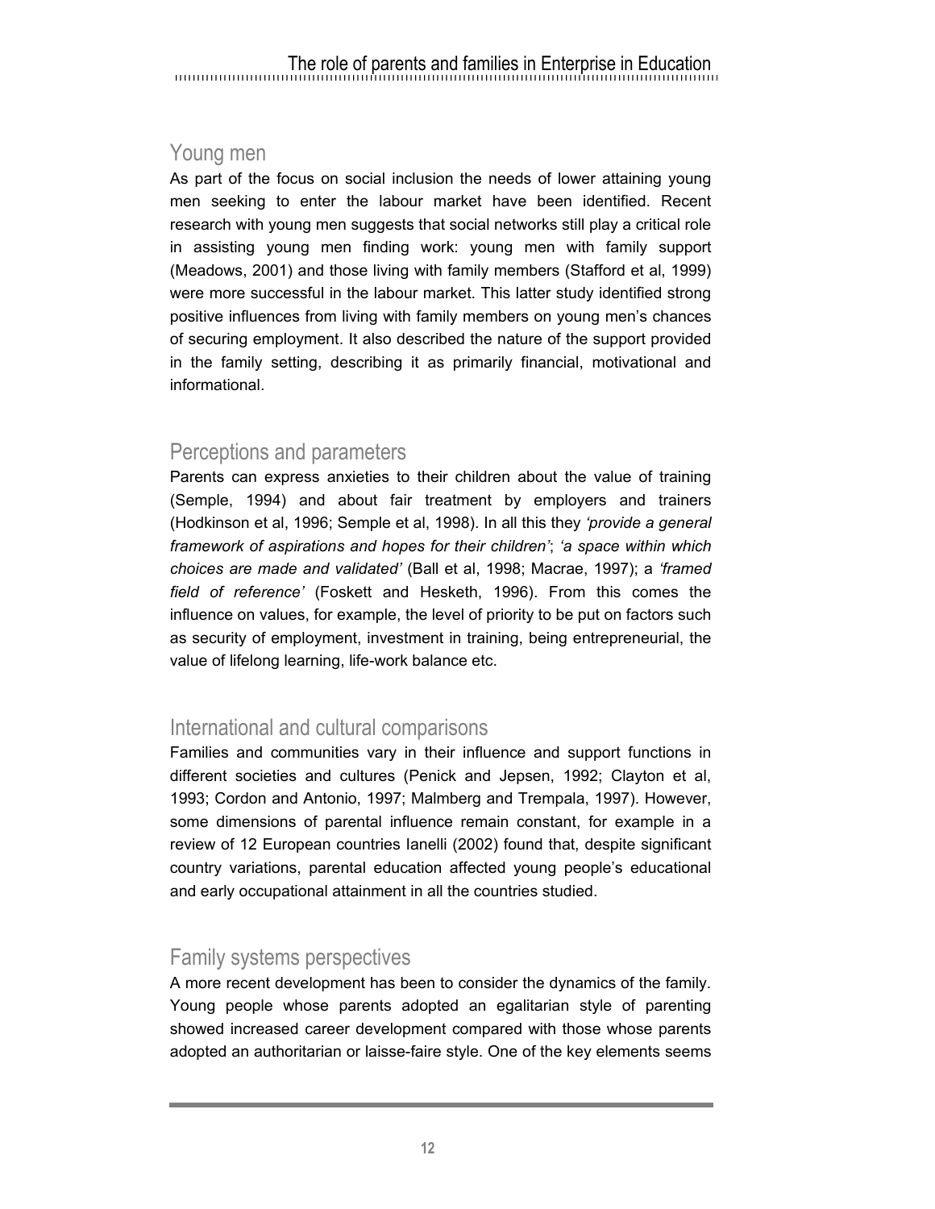## Young men

As part of the focus on social inclusion the needs of lower attaining young men seeking to enter the labour market have been identified. Recent research with young men suggests that social networks still play a critical role in assisting young men finding work: young men with family support (Meadows, 2001) and those living with family members (Stafford et al, 1999) were more successful in the labour market. This latter study identified strong positive influences from living with family members on young men's chances of securing employment. It also described the nature of the support provided in the family setting, describing it as primarily financial, motivational and informational.

## Perceptions and parameters

Parents can express anxieties to their children about the value of training (Semple, 1994) and about fair treatment by employers and trainers (Hodkinson et al, 1996; Semple et al, 1998). In all this they *'provide a general framework of aspirations and hopes for their children'*; *'a space within which choices are made and validated'* (Ball et al, 1998; Macrae, 1997); a *'framed field of reference'* (Foskett and Hesketh, 1996). From this comes the influence on values, for example, the level of priority to be put on factors such as security of employment, investment in training, being entrepreneurial, the value of lifelong learning, life-work balance etc.

## International and cultural comparisons

Families and communities vary in their influence and support functions in different societies and cultures (Penick and Jepsen, 1992; Clayton et al, 1993; Cordon and Antonio, 1997; Malmberg and Trempala, 1997). However, some dimensions of parental influence remain constant, for example in a review of 12 European countries Ianelli (2002) found that, despite significant country variations, parental education affected young people's educational and early occupational attainment in all the countries studied.

## Family systems perspectives

A more recent development has been to consider the dynamics of the family. Young people whose parents adopted an egalitarian style of parenting showed increased career development compared with those whose parents adopted an authoritarian or laisse-faire style. One of the key elements seems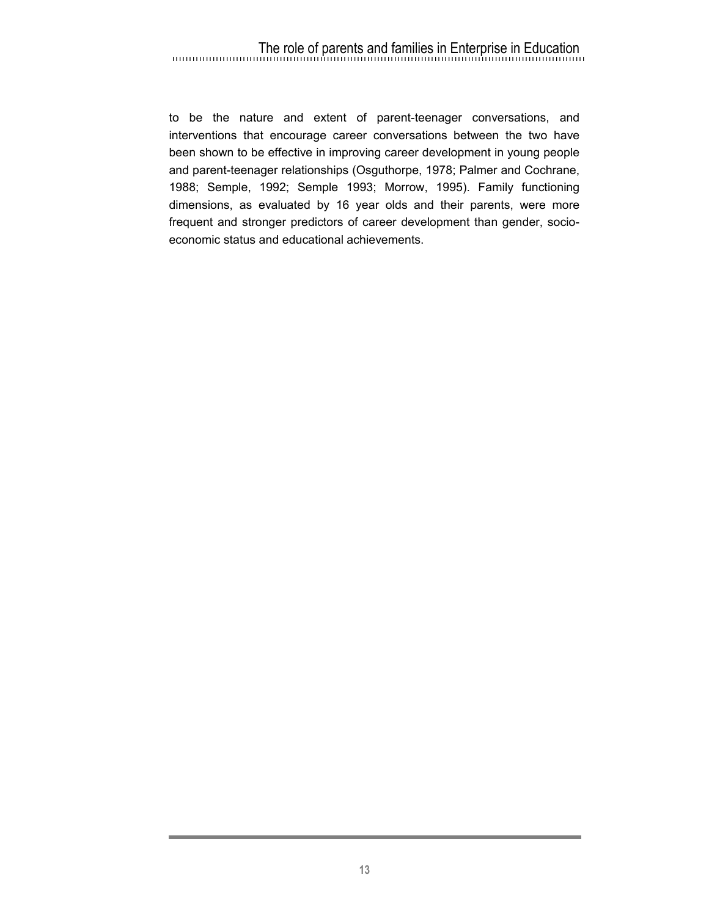to be the nature and extent of parent-teenager conversations, and interventions that encourage career conversations between the two have been shown to be effective in improving career development in young people and parent-teenager relationships (Osguthorpe, 1978; Palmer and Cochrane, 1988; Semple, 1992; Semple 1993; Morrow, 1995). Family functioning dimensions, as evaluated by 16 year olds and their parents, were more frequent and stronger predictors of career development than gender, socio-economic status and educational achievements.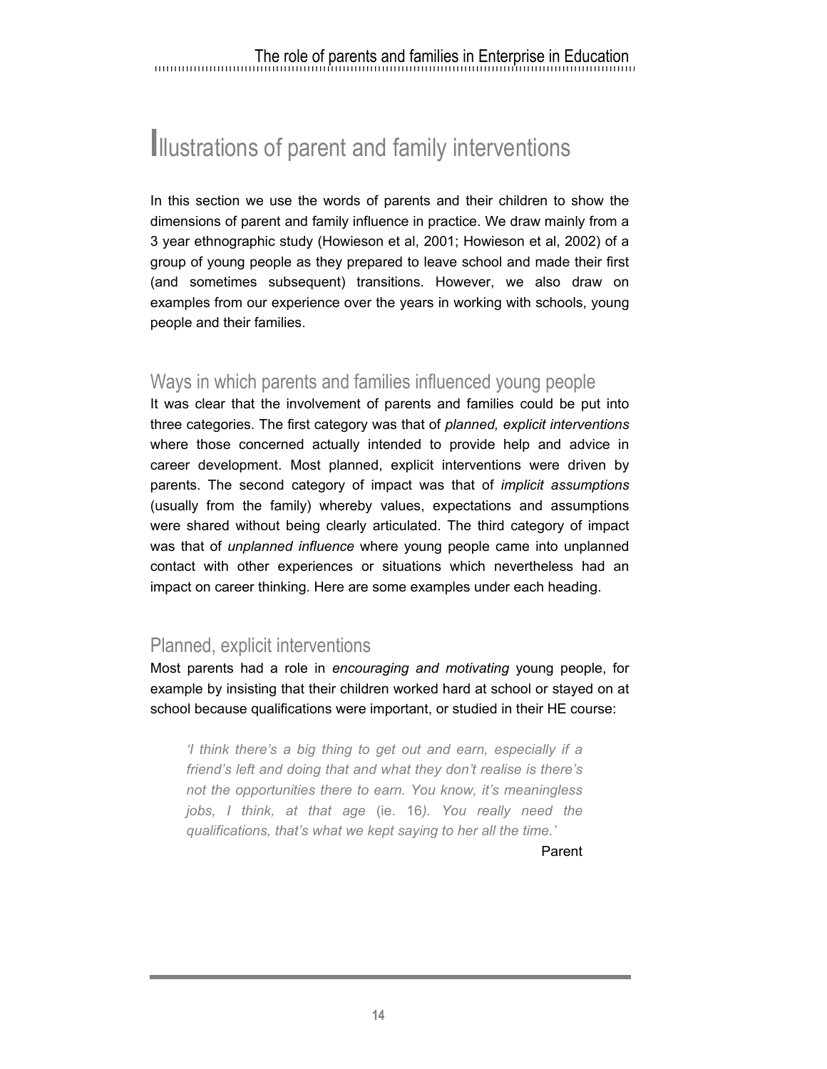# Illustrations of parent and family interventions

In this section we use the words of parents and their children to show the dimensions of parent and family influence in practice. We draw mainly from a 3 year ethnographic study (Howieson et al, 2001; Howieson et al, 2002) of a group of young people as they prepared to leave school and made their first (and sometimes subsequent) transitions. However, we also draw on examples from our experience over the years in working with schools, young people and their families.

## Ways in which parents and families influenced young people

It was clear that the involvement of parents and families could be put into three categories. The first category was that of *planned, explicit interventions* where those concerned actually intended to provide help and advice in career development. Most planned, explicit interventions were driven by parents. The second category of impact was that of *implicit assumptions* (usually from the family) whereby values, expectations and assumptions were shared without being clearly articulated. The third category of impact was that of *unplanned influence* where young people came into unplanned contact with other experiences or situations which nevertheless had an impact on career thinking. Here are some examples under each heading.

## Planned, explicit interventions

Most parents had a role in *encouraging and motivating* young people, for example by insisting that their children worked hard at school or stayed on at school because qualifications were important, or studied in their HE course:

> *'I think there's a big thing to get out and earn, especially if a friend's left and doing that and what they don't realise is there's not the opportunities there to earn. You know, it's meaningless jobs, I think, at that age* (ie. 16*). You really need the qualifications, that's what we kept saying to her all the time.'*
>
> Parent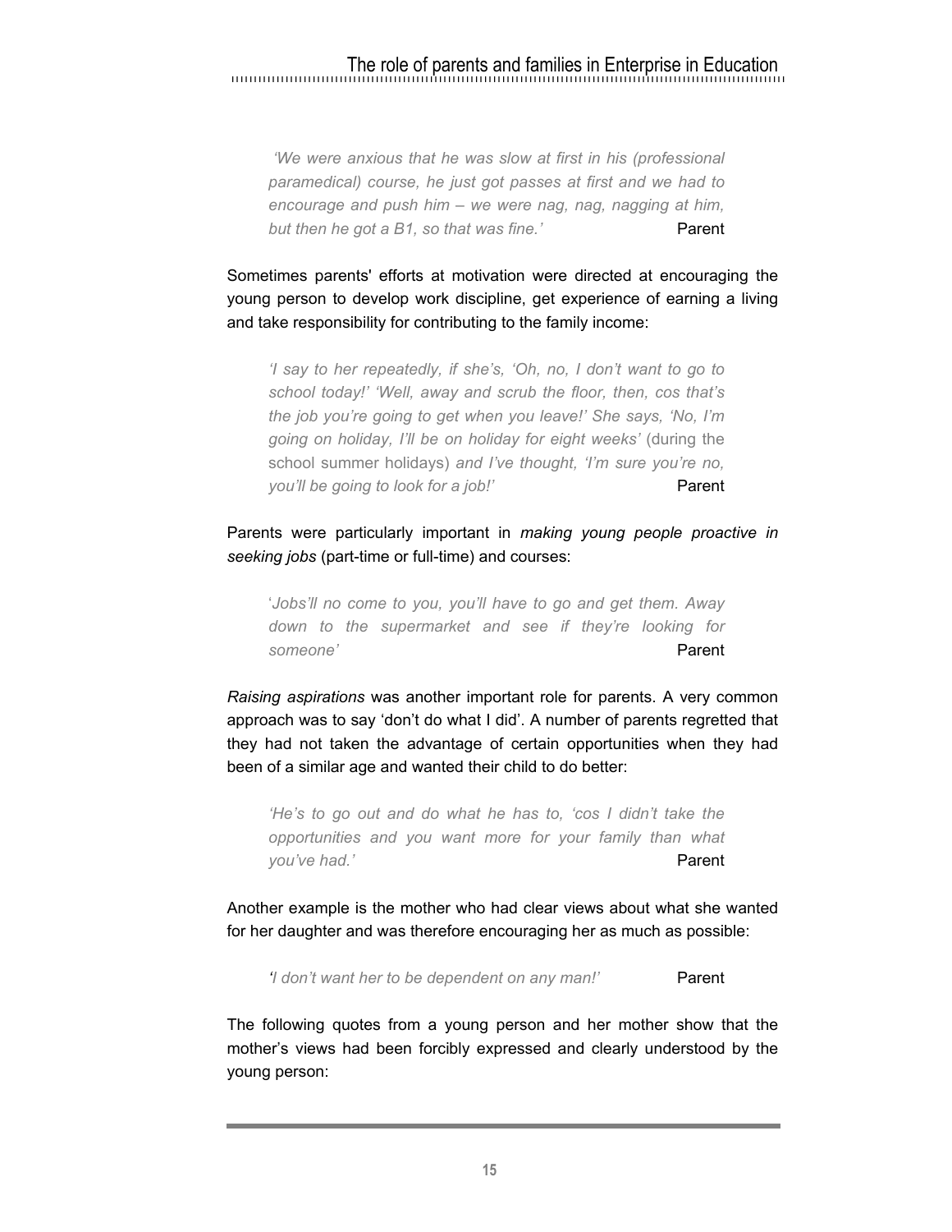*'We were anxious that he was slow at first in his (professional paramedical) course, he just got passes at first and we had to encourage and push him – we were nag, nag, nagging at him, but then he got a B1, so that was fine.'* Parent

Sometimes parents' efforts at motivation were directed at encouraging the young person to develop work discipline, get experience of earning a living and take responsibility for contributing to the family income:

*'I say to her repeatedly, if she's, 'Oh, no, I don't want to go to school today!' 'Well, away and scrub the floor, then, cos that's the job you're going to get when you leave!' She says, 'No, I'm going on holiday, I'll be on holiday for eight weeks'* (during the school summer holidays) *and I've thought, 'I'm sure you're no, you'll be going to look for a job!'* Parent

Parents were particularly important in *making young people proactive in seeking jobs* (part-time or full-time) and courses:

'*Jobs'll no come to you, you'll have to go and get them. Away down to the supermarket and see if they're looking for someone'* Parent

*Raising aspirations* was another important role for parents. A very common approach was to say 'don't do what I did'. A number of parents regretted that they had not taken the advantage of certain opportunities when they had been of a similar age and wanted their child to do better:

*'He's to go out and do what he has to, 'cos I didn't take the opportunities and you want more for your family than what you've had.'* Parent

Another example is the mother who had clear views about what she wanted for her daughter and was therefore encouraging her as much as possible:

*'I don't want her to be dependent on any man!'* Parent

The following quotes from a young person and her mother show that the mother's views had been forcibly expressed and clearly understood by the young person: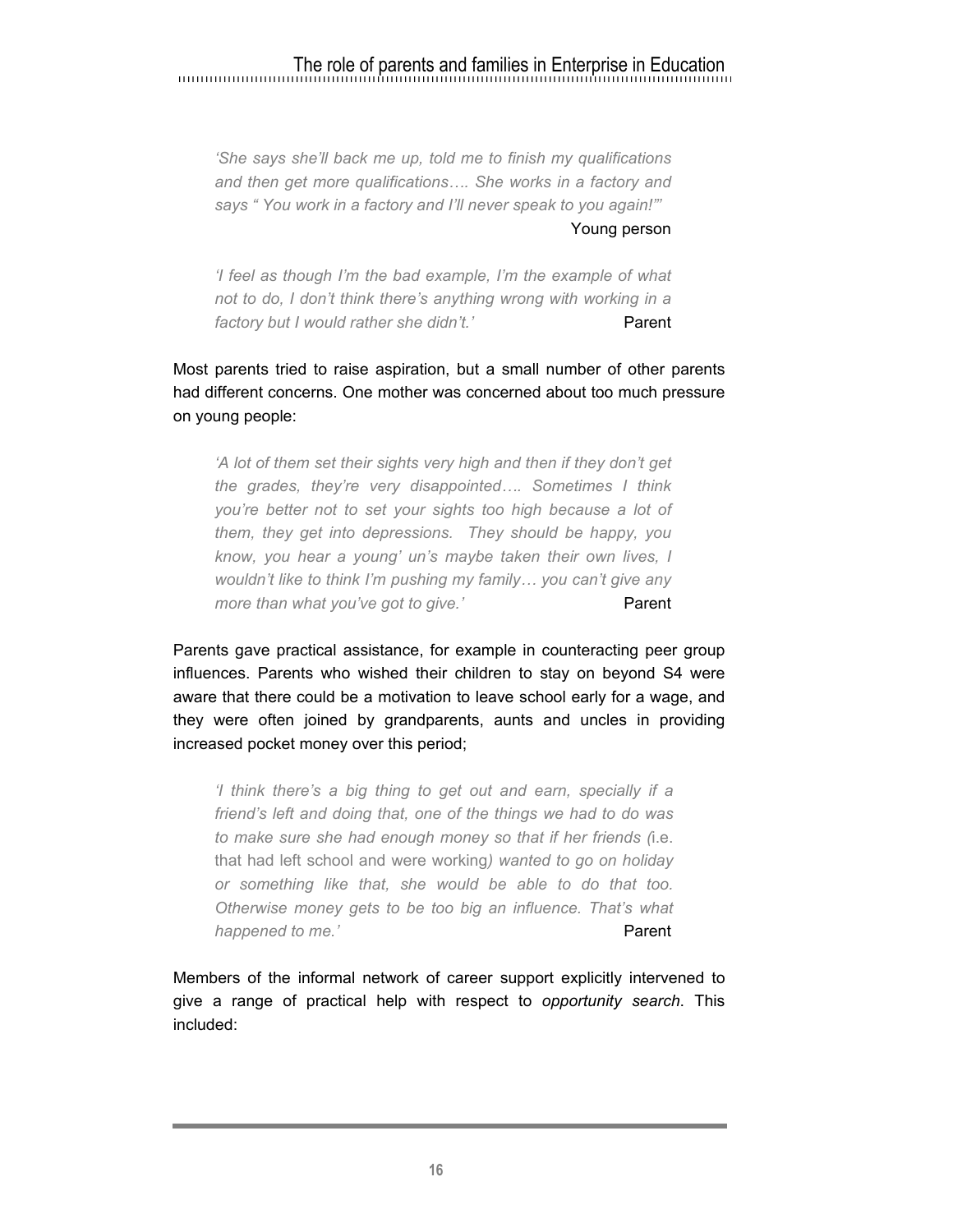*'She says she'll back me up, told me to finish my qualifications and then get more qualifications…. She works in a factory and says " You work in a factory and I'll never speak to you again!"'*
Young person

*'I feel as though I'm the bad example, I'm the example of what not to do, I don't think there's anything wrong with working in a factory but I would rather she didn't.'* Parent

Most parents tried to raise aspiration, but a small number of other parents had different concerns. One mother was concerned about too much pressure on young people:

*'A lot of them set their sights very high and then if they don't get the grades, they're very disappointed…. Sometimes I think you're better not to set your sights too high because a lot of them, they get into depressions. They should be happy, you know, you hear a young' un's maybe taken their own lives, I wouldn't like to think I'm pushing my family… you can't give any more than what you've got to give.'* Parent

Parents gave practical assistance, for example in counteracting peer group influences. Parents who wished their children to stay on beyond S4 were aware that there could be a motivation to leave school early for a wage, and they were often joined by grandparents, aunts and uncles in providing increased pocket money over this period;

*'I think there's a big thing to get out and earn, specially if a friend's left and doing that, one of the things we had to do was to make sure she had enough money so that if her friends (*i.e. that had left school and were working*) wanted to go on holiday or something like that, she would be able to do that too. Otherwise money gets to be too big an influence. That's what happened to me.'* Parent

Members of the informal network of career support explicitly intervened to give a range of practical help with respect to *opportunity search*. This included: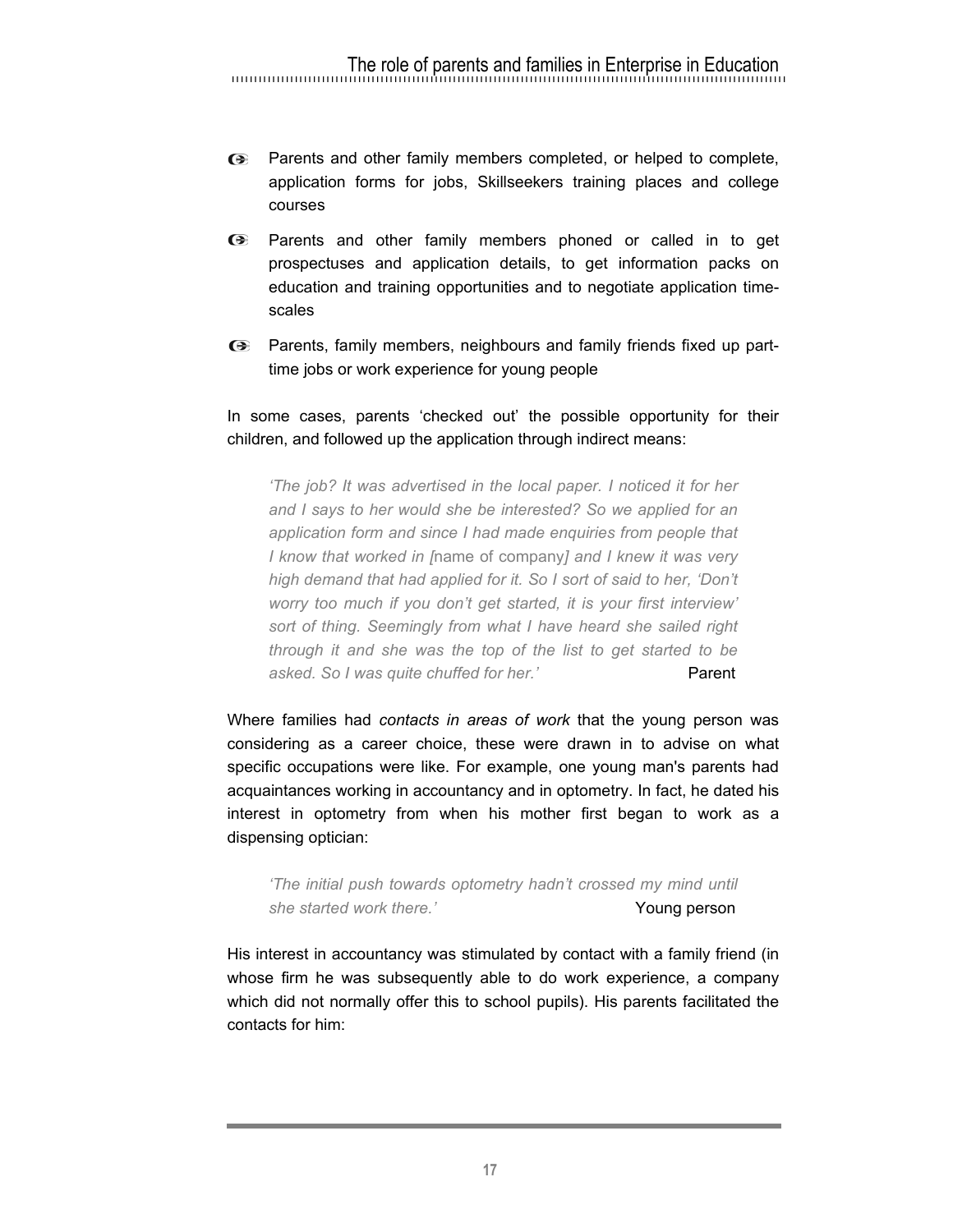- Parents and other family members completed, or helped to complete, application forms for jobs, Skillseekers training places and college courses
- Parents and other family members phoned or called in to get prospectuses and application details, to get information packs on education and training opportunities and to negotiate application time-scales
- Parents, family members, neighbours and family friends fixed up part-time jobs or work experience for young people

In some cases, parents 'checked out' the possible opportunity for their children, and followed up the application through indirect means:

> *'The job? It was advertised in the local paper. I noticed it for her and I says to her would she be interested? So we applied for an application form and since I had made enquiries from people that I know that worked in [*name of company*] and I knew it was very high demand that had applied for it. So I sort of said to her, 'Don't worry too much if you don't get started, it is your first interview' sort of thing. Seemingly from what I have heard she sailed right through it and she was the top of the list to get started to be asked. So I was quite chuffed for her.'* Parent

Where families had *contacts in areas of work* that the young person was considering as a career choice, these were drawn in to advise on what specific occupations were like. For example, one young man's parents had acquaintances working in accountancy and in optometry. In fact, he dated his interest in optometry from when his mother first began to work as a dispensing optician:

> *'The initial push towards optometry hadn't crossed my mind until she started work there.'* Young person

His interest in accountancy was stimulated by contact with a family friend (in whose firm he was subsequently able to do work experience, a company which did not normally offer this to school pupils). His parents facilitated the contacts for him: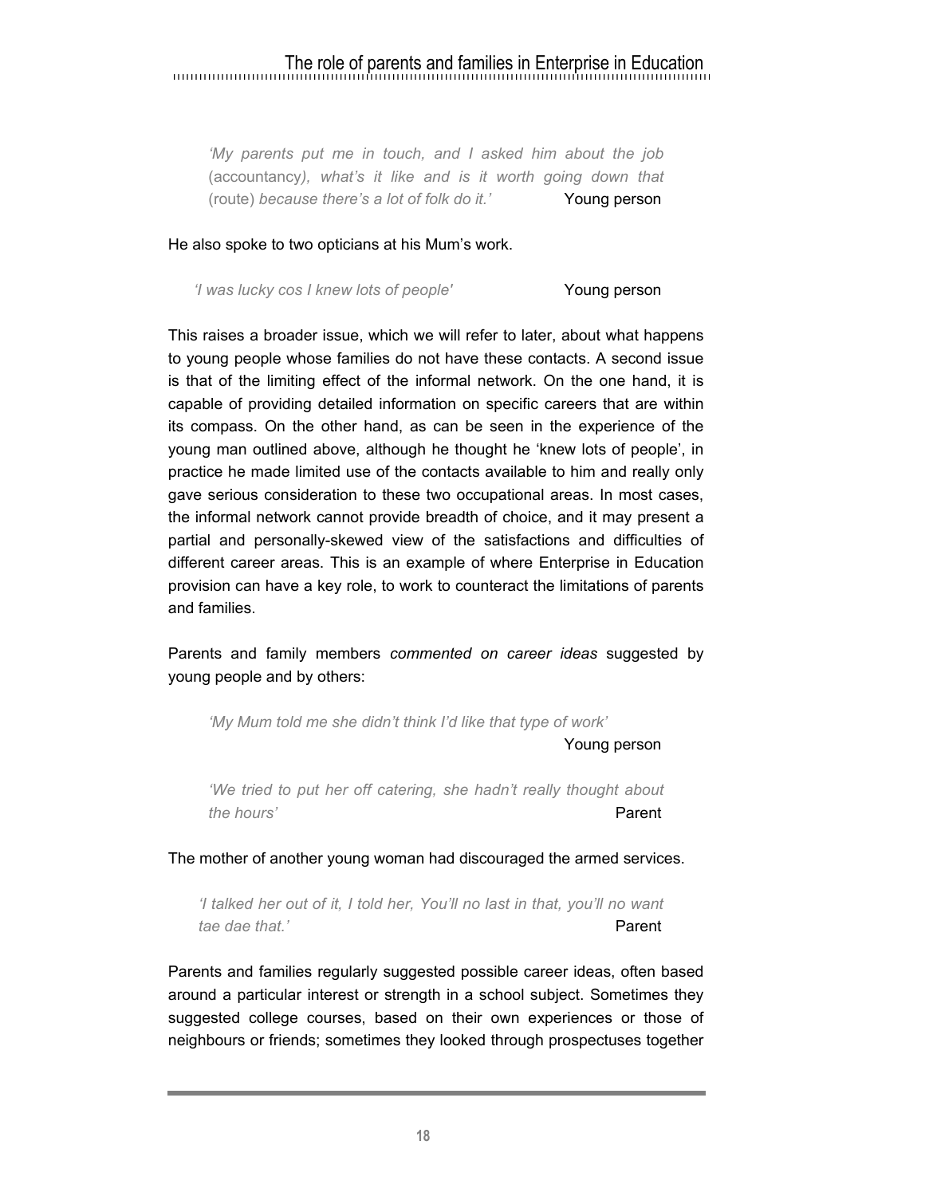> *'My parents put me in touch, and I asked him about the job* (accountancy)*, what's it like and is it worth going down that* (route) *because there's a lot of folk do it.'* Young person

He also spoke to two opticians at his Mum's work.

> *'I was lucky cos I knew lots of people'* Young person

This raises a broader issue, which we will refer to later, about what happens to young people whose families do not have these contacts. A second issue is that of the limiting effect of the informal network. On the one hand, it is capable of providing detailed information on specific careers that are within its compass. On the other hand, as can be seen in the experience of the young man outlined above, although he thought he 'knew lots of people', in practice he made limited use of the contacts available to him and really only gave serious consideration to these two occupational areas. In most cases, the informal network cannot provide breadth of choice, and it may present a partial and personally-skewed view of the satisfactions and difficulties of different career areas. This is an example of where Enterprise in Education provision can have a key role, to work to counteract the limitations of parents and families.

Parents and family members *commented on career ideas* suggested by young people and by others:

> *'My Mum told me she didn't think I'd like that type of work'* Young person

> *'We tried to put her off catering, she hadn't really thought about the hours'* Parent

The mother of another young woman had discouraged the armed services.

> *'I talked her out of it, I told her, You'll no last in that, you'll no want tae dae that.'* Parent

Parents and families regularly suggested possible career ideas, often based around a particular interest or strength in a school subject. Sometimes they suggested college courses, based on their own experiences or those of neighbours or friends; sometimes they looked through prospectuses together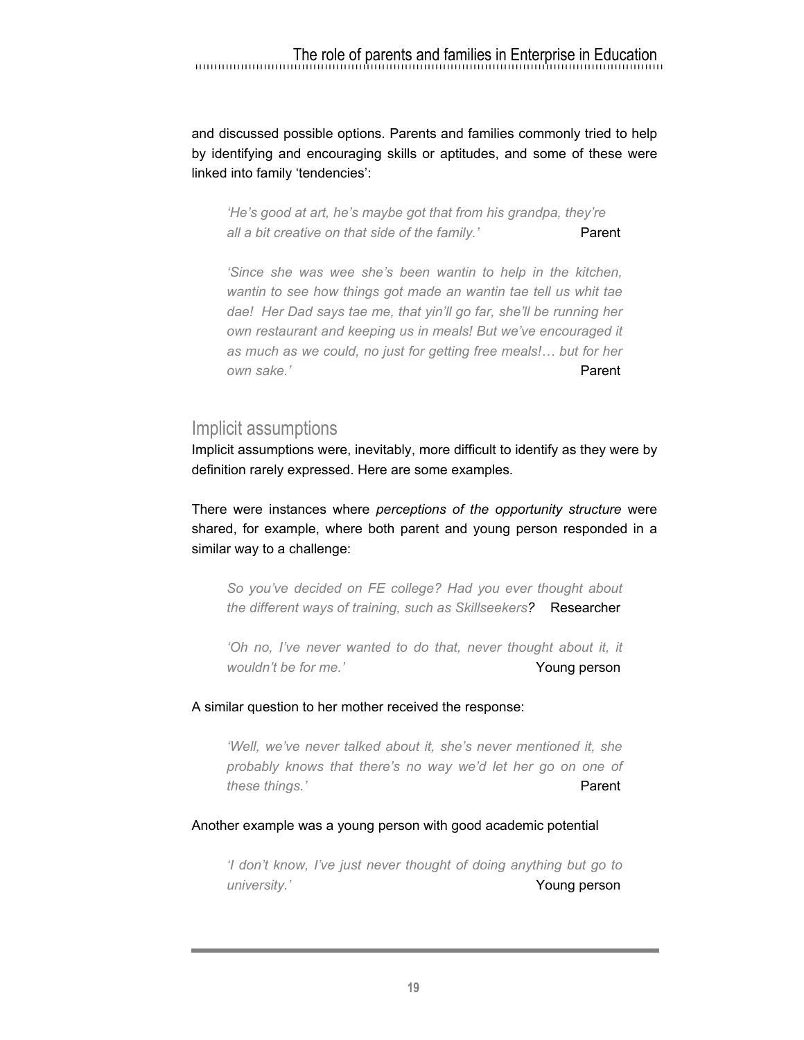and discussed possible options. Parents and families commonly tried to help by identifying and encouraging skills or aptitudes, and some of these were linked into family 'tendencies':

> *'He's good at art, he's maybe got that from his grandpa, they're all a bit creative on that side of the family.'* Parent

> *'Since she was wee she's been wantin to help in the kitchen, wantin to see how things got made an wantin tae tell us whit tae dae! Her Dad says tae me, that yin'll go far, she'll be running her own restaurant and keeping us in meals! But we've encouraged it as much as we could, no just for getting free meals!… but for her own sake.'* Parent

## Implicit assumptions

Implicit assumptions were, inevitably, more difficult to identify as they were by definition rarely expressed. Here are some examples.

There were instances where *perceptions of the opportunity structure* were shared, for example, where both parent and young person responded in a similar way to a challenge:

> *So you've decided on FE college? Had you ever thought about the different ways of training, such as Skillseekers?* Researcher

> *'Oh no, I've never wanted to do that, never thought about it, it wouldn't be for me.'* Young person

A similar question to her mother received the response:

> *'Well, we've never talked about it, she's never mentioned it, she probably knows that there's no way we'd let her go on one of these things.'* Parent

Another example was a young person with good academic potential

> *'I don't know, I've just never thought of doing anything but go to university.'* Young person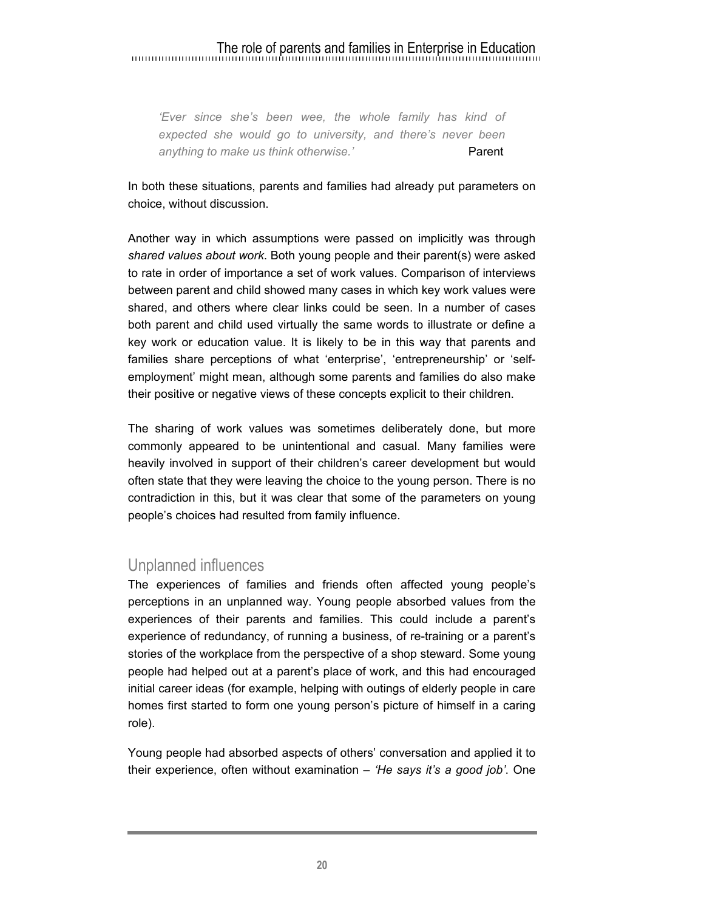> *'Ever since she's been wee, the whole family has kind of expected she would go to university, and there's never been anything to make us think otherwise.'* Parent

In both these situations, parents and families had already put parameters on choice, without discussion.

Another way in which assumptions were passed on implicitly was through *shared values about work*. Both young people and their parent(s) were asked to rate in order of importance a set of work values. Comparison of interviews between parent and child showed many cases in which key work values were shared, and others where clear links could be seen. In a number of cases both parent and child used virtually the same words to illustrate or define a key work or education value. It is likely to be in this way that parents and families share perceptions of what 'enterprise', 'entrepreneurship' or 'self-employment' might mean, although some parents and families do also make their positive or negative views of these concepts explicit to their children.

The sharing of work values was sometimes deliberately done, but more commonly appeared to be unintentional and casual. Many families were heavily involved in support of their children's career development but would often state that they were leaving the choice to the young person. There is no contradiction in this, but it was clear that some of the parameters on young people's choices had resulted from family influence.

## Unplanned influences

The experiences of families and friends often affected young people's perceptions in an unplanned way. Young people absorbed values from the experiences of their parents and families. This could include a parent's experience of redundancy, of running a business, of re-training or a parent's stories of the workplace from the perspective of a shop steward. Some young people had helped out at a parent's place of work, and this had encouraged initial career ideas (for example, helping with outings of elderly people in care homes first started to form one young person's picture of himself in a caring role).

Young people had absorbed aspects of others' conversation and applied it to their experience, often without examination – *'He says it's a good job'*. One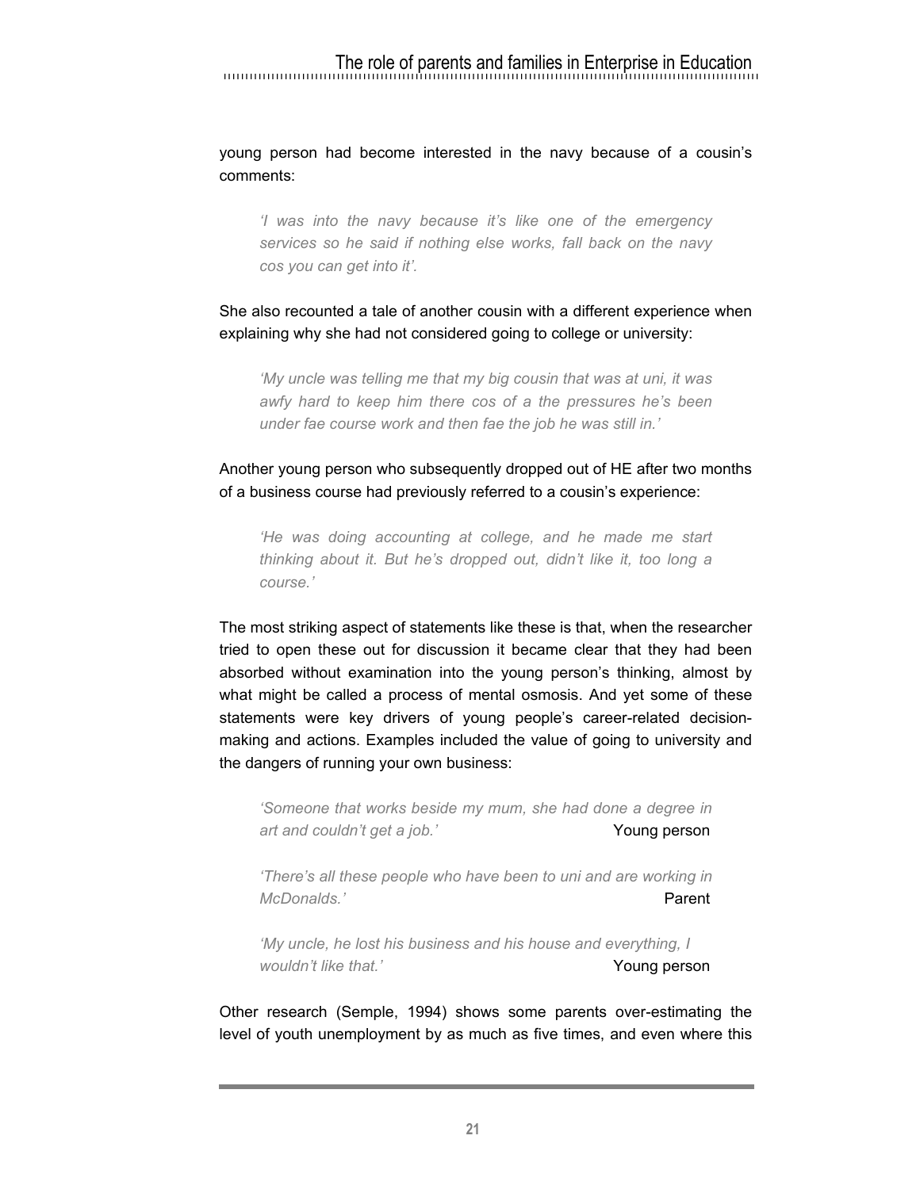young person had become interested in the navy because of a cousin's comments:

> *'I was into the navy because it's like one of the emergency services so he said if nothing else works, fall back on the navy cos you can get into it'.*

She also recounted a tale of another cousin with a different experience when explaining why she had not considered going to college or university:

> *'My uncle was telling me that my big cousin that was at uni, it was awfy hard to keep him there cos of a the pressures he's been under fae course work and then fae the job he was still in.'*

Another young person who subsequently dropped out of HE after two months of a business course had previously referred to a cousin's experience:

> *'He was doing accounting at college, and he made me start thinking about it. But he's dropped out, didn't like it, too long a course.'*

The most striking aspect of statements like these is that, when the researcher tried to open these out for discussion it became clear that they had been absorbed without examination into the young person's thinking, almost by what might be called a process of mental osmosis. And yet some of these statements were key drivers of young people's career-related decision-making and actions. Examples included the value of going to university and the dangers of running your own business:

> *'Someone that works beside my mum, she had done a degree in art and couldn't get a job.'* Young person

> *'There's all these people who have been to uni and are working in McDonalds.'* Parent

> *'My uncle, he lost his business and his house and everything, I wouldn't like that.'* Young person

Other research (Semple, 1994) shows some parents over-estimating the level of youth unemployment by as much as five times, and even where this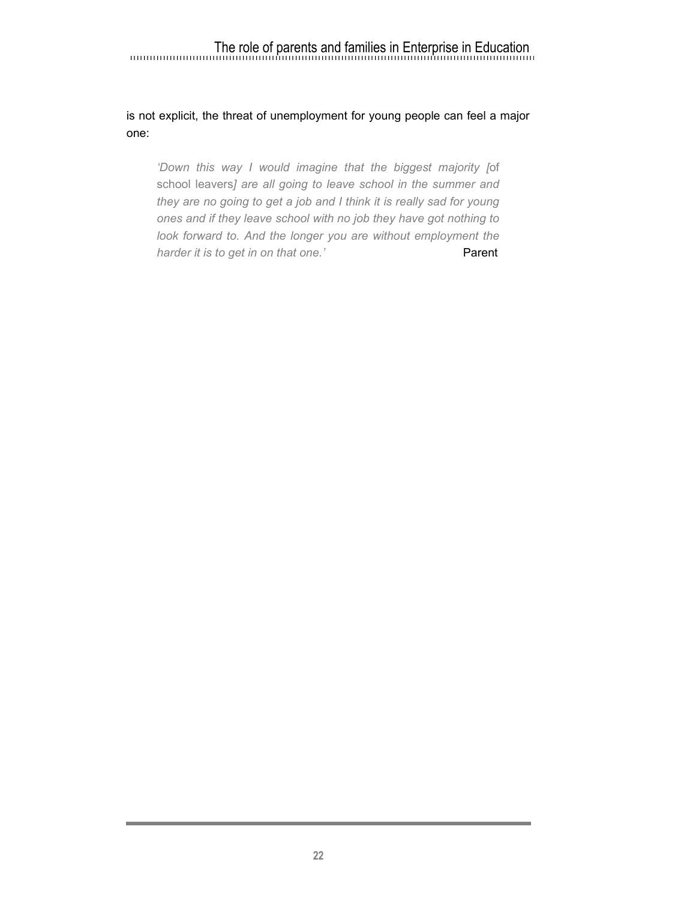is not explicit, the threat of unemployment for young people can feel a major one:

> *'Down this way I would imagine that the biggest majority [*of school leavers*] are all going to leave school in the summer and they are no going to get a job and I think it is really sad for young ones and if they leave school with no job they have got nothing to look forward to. And the longer you are without employment the harder it is to get in on that one.'* Parent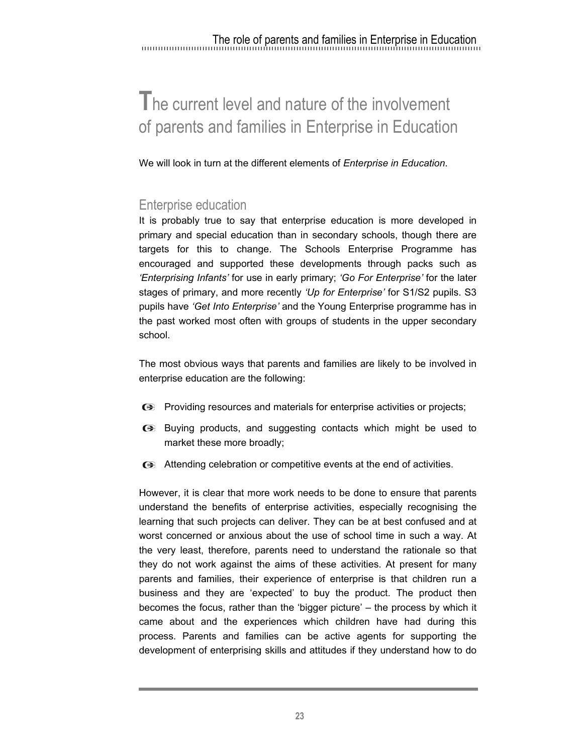# The current level and nature of the involvement of parents and families in Enterprise in Education

We will look in turn at the different elements of *Enterprise in Education*.

## Enterprise education

It is probably true to say that enterprise education is more developed in primary and special education than in secondary schools, though there are targets for this to change. The Schools Enterprise Programme has encouraged and supported these developments through packs such as *'Enterprising Infants'* for use in early primary; *'Go For Enterprise'* for the later stages of primary, and more recently *'Up for Enterprise'* for S1/S2 pupils. S3 pupils have *'Get Into Enterprise'* and the Young Enterprise programme has in the past worked most often with groups of students in the upper secondary school.

The most obvious ways that parents and families are likely to be involved in enterprise education are the following:

- Providing resources and materials for enterprise activities or projects;
- Buying products, and suggesting contacts which might be used to market these more broadly;
- Attending celebration or competitive events at the end of activities.

However, it is clear that more work needs to be done to ensure that parents understand the benefits of enterprise activities, especially recognising the learning that such projects can deliver. They can be at best confused and at worst concerned or anxious about the use of school time in such a way. At the very least, therefore, parents need to understand the rationale so that they do not work against the aims of these activities. At present for many parents and families, their experience of enterprise is that children run a business and they are 'expected' to buy the product. The product then becomes the focus, rather than the 'bigger picture' – the process by which it came about and the experiences which children have had during this process. Parents and families can be active agents for supporting the development of enterprising skills and attitudes if they understand how to do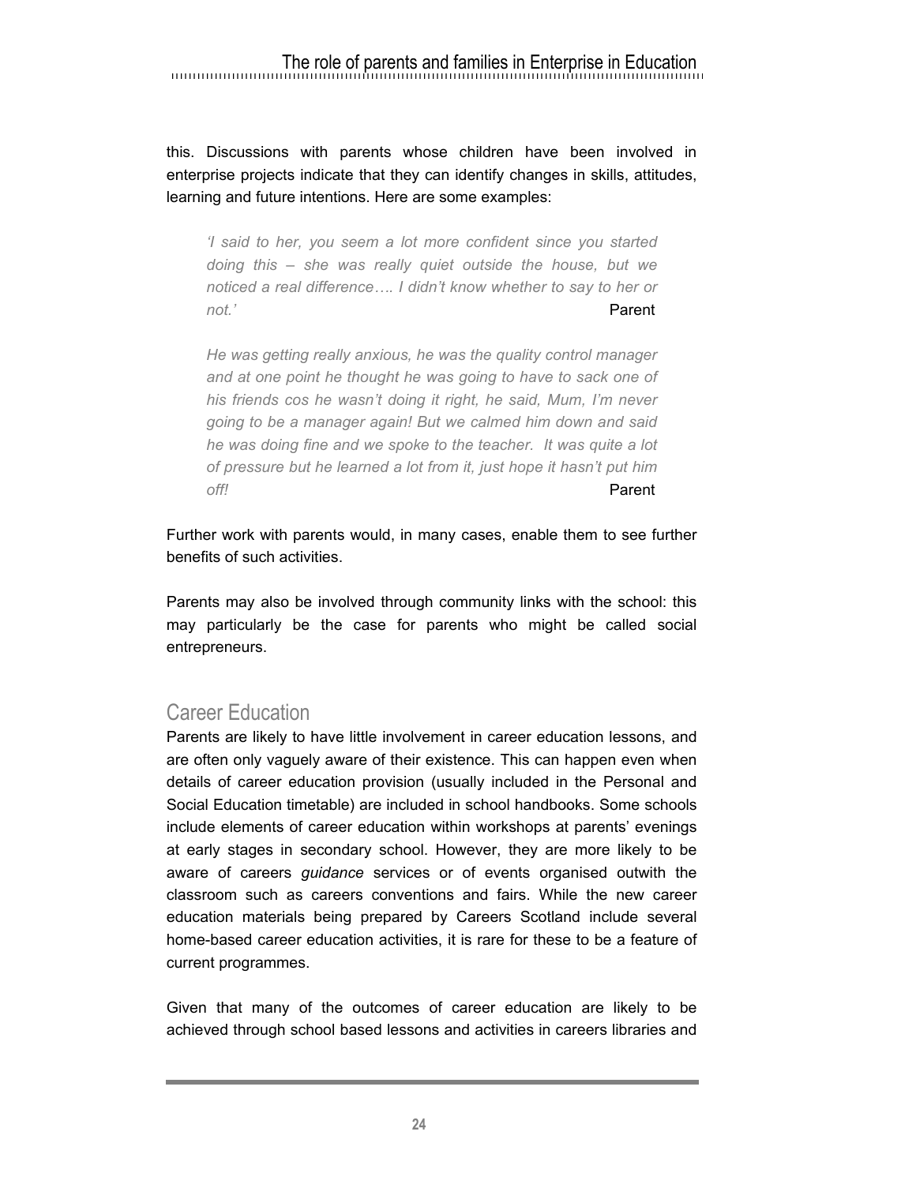this. Discussions with parents whose children have been involved in enterprise projects indicate that they can identify changes in skills, attitudes, learning and future intentions. Here are some examples:

> *'I said to her, you seem a lot more confident since you started doing this – she was really quiet outside the house, but we noticed a real difference…. I didn't know whether to say to her or not.'* Parent

> *He was getting really anxious, he was the quality control manager and at one point he thought he was going to have to sack one of his friends cos he wasn't doing it right, he said, Mum, I'm never going to be a manager again! But we calmed him down and said he was doing fine and we spoke to the teacher. It was quite a lot of pressure but he learned a lot from it, just hope it hasn't put him off!* Parent

Further work with parents would, in many cases, enable them to see further benefits of such activities.

Parents may also be involved through community links with the school: this may particularly be the case for parents who might be called social entrepreneurs.

## Career Education

Parents are likely to have little involvement in career education lessons, and are often only vaguely aware of their existence. This can happen even when details of career education provision (usually included in the Personal and Social Education timetable) are included in school handbooks. Some schools include elements of career education within workshops at parents' evenings at early stages in secondary school. However, they are more likely to be aware of careers *guidance* services or of events organised outwith the classroom such as careers conventions and fairs. While the new career education materials being prepared by Careers Scotland include several home-based career education activities, it is rare for these to be a feature of current programmes.

Given that many of the outcomes of career education are likely to be achieved through school based lessons and activities in careers libraries and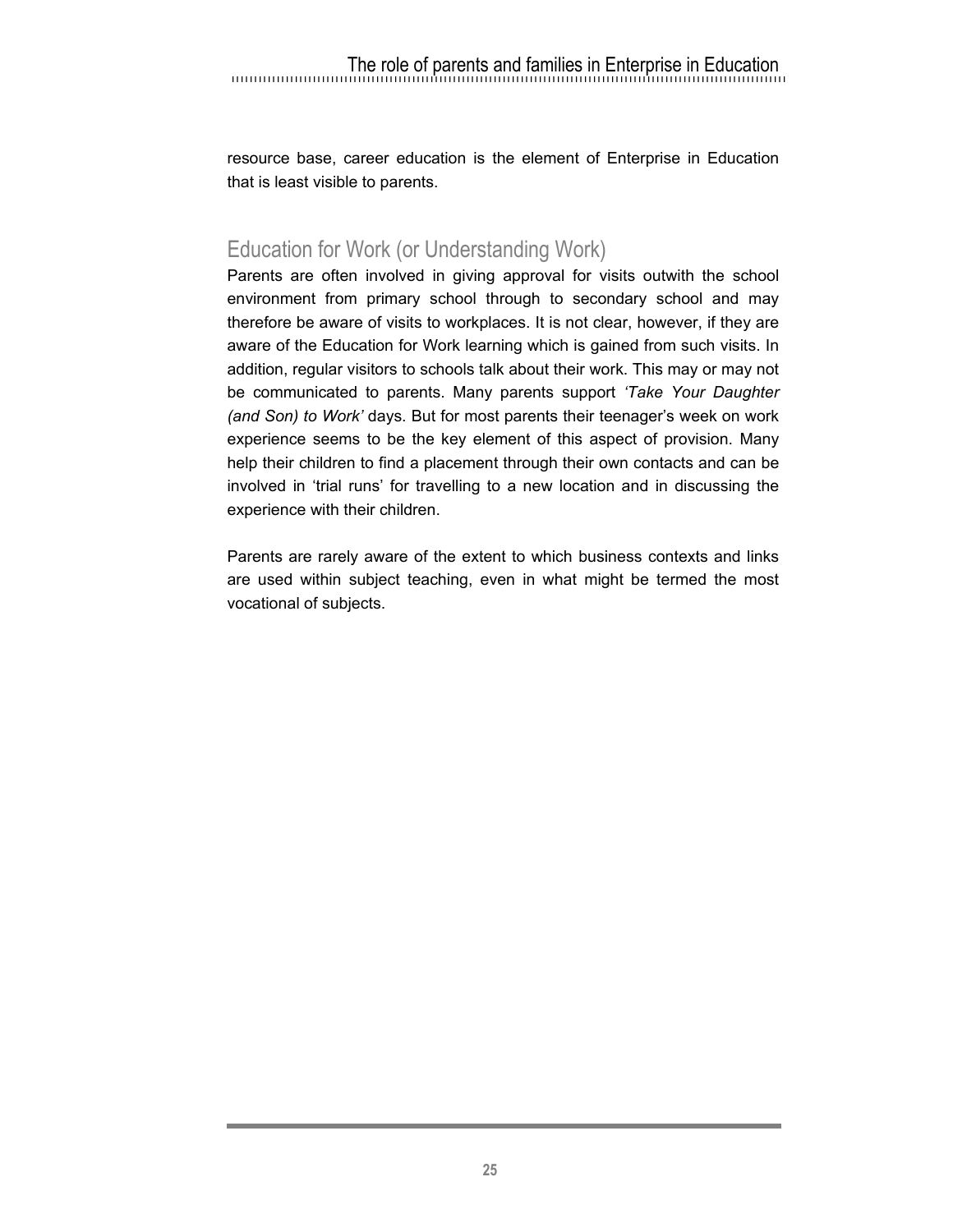resource base, career education is the element of Enterprise in Education that is least visible to parents.

## Education for Work (or Understanding Work)

Parents are often involved in giving approval for visits outwith the school environment from primary school through to secondary school and may therefore be aware of visits to workplaces. It is not clear, however, if they are aware of the Education for Work learning which is gained from such visits. In addition, regular visitors to schools talk about their work. This may or may not be communicated to parents. Many parents support *'Take Your Daughter (and Son) to Work'* days. But for most parents their teenager's week on work experience seems to be the key element of this aspect of provision. Many help their children to find a placement through their own contacts and can be involved in 'trial runs' for travelling to a new location and in discussing the experience with their children.

Parents are rarely aware of the extent to which business contexts and links are used within subject teaching, even in what might be termed the most vocational of subjects.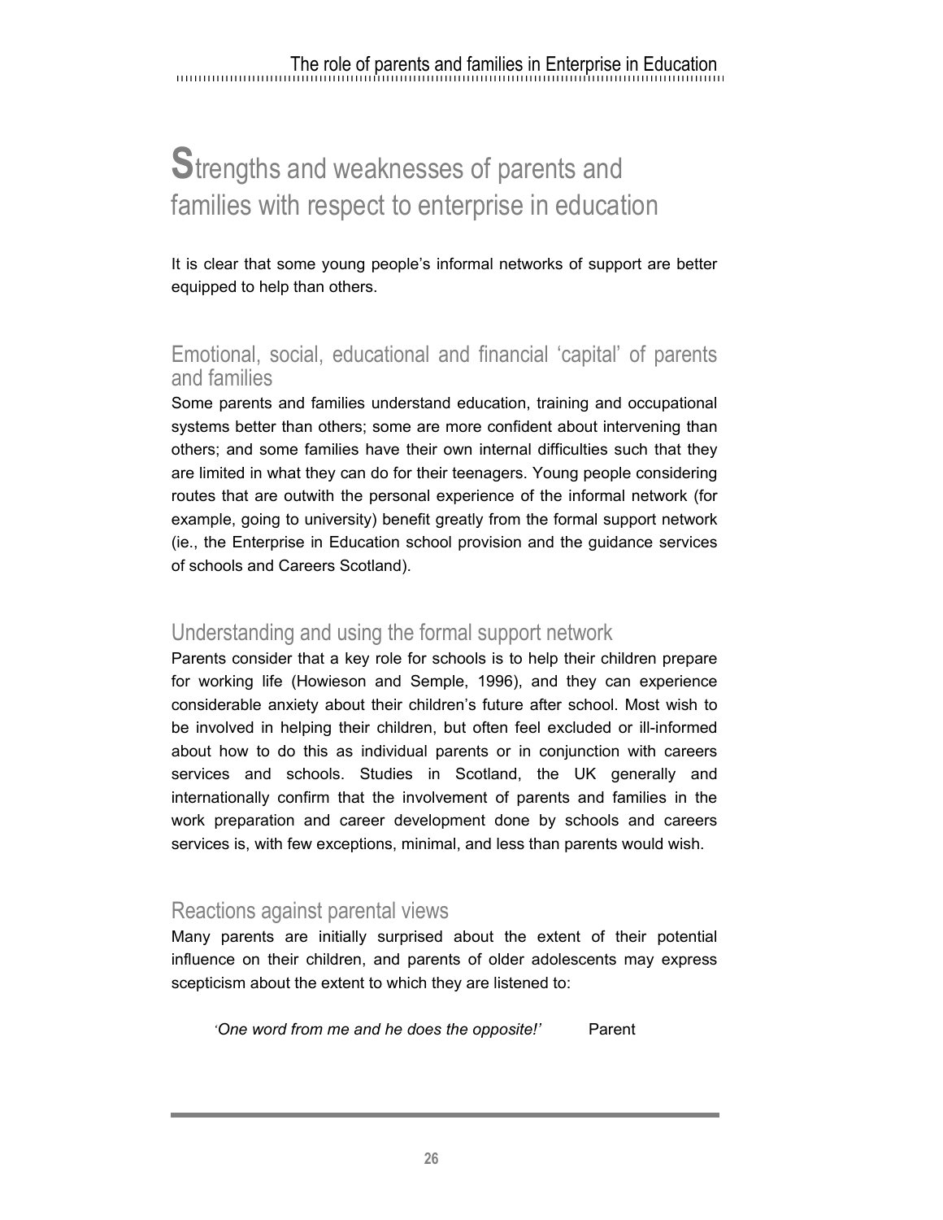# Strengths and weaknesses of parents and families with respect to enterprise in education

It is clear that some young people's informal networks of support are better equipped to help than others.

## Emotional, social, educational and financial 'capital' of parents and families

Some parents and families understand education, training and occupational systems better than others; some are more confident about intervening than others; and some families have their own internal difficulties such that they are limited in what they can do for their teenagers. Young people considering routes that are outwith the personal experience of the informal network (for example, going to university) benefit greatly from the formal support network (ie., the Enterprise in Education school provision and the guidance services of schools and Careers Scotland).

## Understanding and using the formal support network

Parents consider that a key role for schools is to help their children prepare for working life (Howieson and Semple, 1996), and they can experience considerable anxiety about their children's future after school. Most wish to be involved in helping their children, but often feel excluded or ill-informed about how to do this as individual parents or in conjunction with careers services and schools. Studies in Scotland, the UK generally and internationally confirm that the involvement of parents and families in the work preparation and career development done by schools and careers services is, with few exceptions, minimal, and less than parents would wish.

## Reactions against parental views

Many parents are initially surprised about the extent of their potential influence on their children, and parents of older adolescents may express scepticism about the extent to which they are listened to:

> *'One word from me and he does the opposite!'* Parent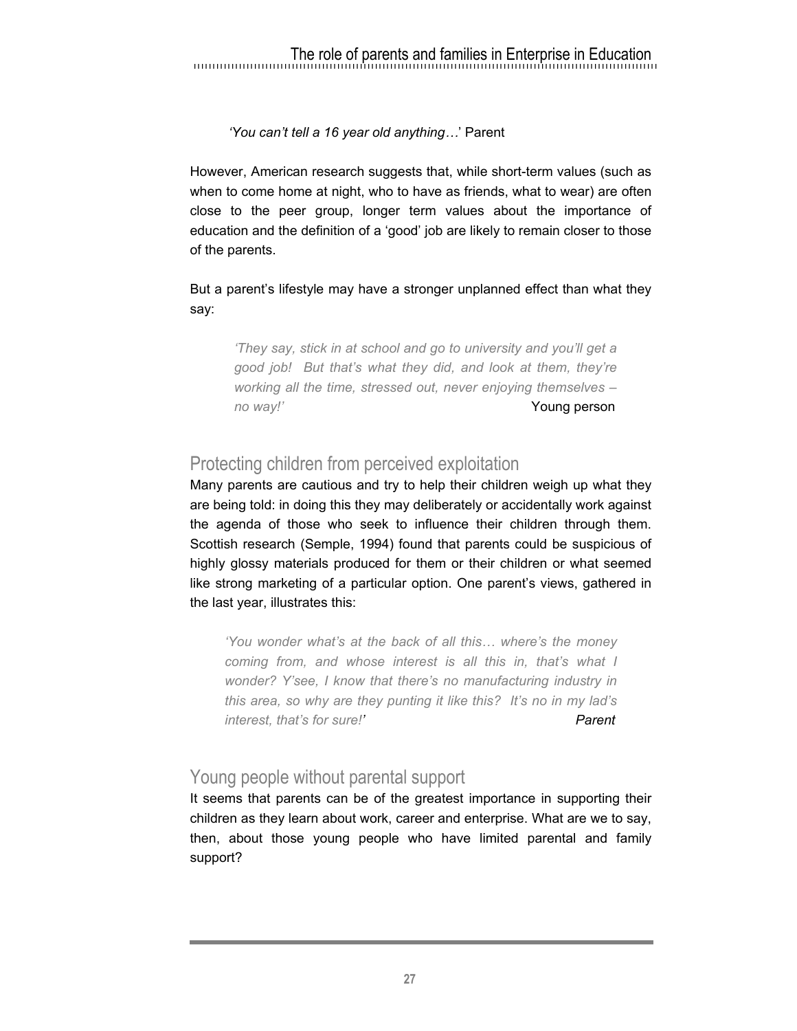*'You can't tell a 16 year old anything…'* Parent

However, American research suggests that, while short-term values (such as when to come home at night, who to have as friends, what to wear) are often close to the peer group, longer term values about the importance of education and the definition of a 'good' job are likely to remain closer to those of the parents.

But a parent's lifestyle may have a stronger unplanned effect than what they say:

> *'They say, stick in at school and go to university and you'll get a good job! But that's what they did, and look at them, they're working all the time, stressed out, never enjoying themselves – no way!'* Young person

## Protecting children from perceived exploitation

Many parents are cautious and try to help their children weigh up what they are being told: in doing this they may deliberately or accidentally work against the agenda of those who seek to influence their children through them. Scottish research (Semple, 1994) found that parents could be suspicious of highly glossy materials produced for them or their children or what seemed like strong marketing of a particular option. One parent's views, gathered in the last year, illustrates this:

> *'You wonder what's at the back of all this… where's the money coming from, and whose interest is all this in, that's what I wonder? Y'see, I know that there's no manufacturing industry in this area, so why are they punting it like this? It's no in my lad's interest, that's for sure!'* *Parent*

## Young people without parental support

It seems that parents can be of the greatest importance in supporting their children as they learn about work, career and enterprise. What are we to say, then, about those young people who have limited parental and family support?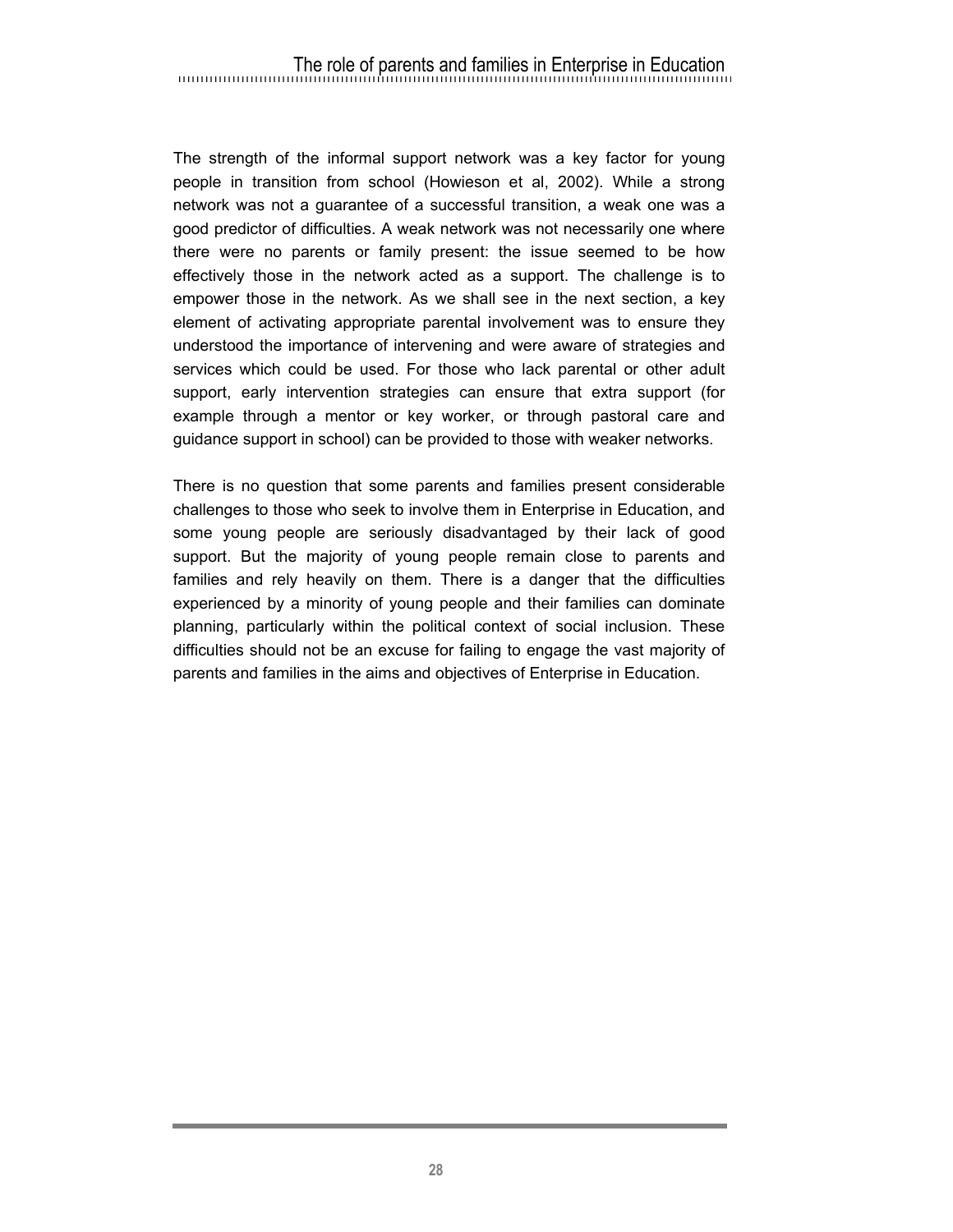The strength of the informal support network was a key factor for young people in transition from school (Howieson et al, 2002). While a strong network was not a guarantee of a successful transition, a weak one was a good predictor of difficulties. A weak network was not necessarily one where there were no parents or family present: the issue seemed to be how effectively those in the network acted as a support. The challenge is to empower those in the network. As we shall see in the next section, a key element of activating appropriate parental involvement was to ensure they understood the importance of intervening and were aware of strategies and services which could be used. For those who lack parental or other adult support, early intervention strategies can ensure that extra support (for example through a mentor or key worker, or through pastoral care and guidance support in school) can be provided to those with weaker networks.

There is no question that some parents and families present considerable challenges to those who seek to involve them in Enterprise in Education, and some young people are seriously disadvantaged by their lack of good support. But the majority of young people remain close to parents and families and rely heavily on them. There is a danger that the difficulties experienced by a minority of young people and their families can dominate planning, particularly within the political context of social inclusion. These difficulties should not be an excuse for failing to engage the vast majority of parents and families in the aims and objectives of Enterprise in Education.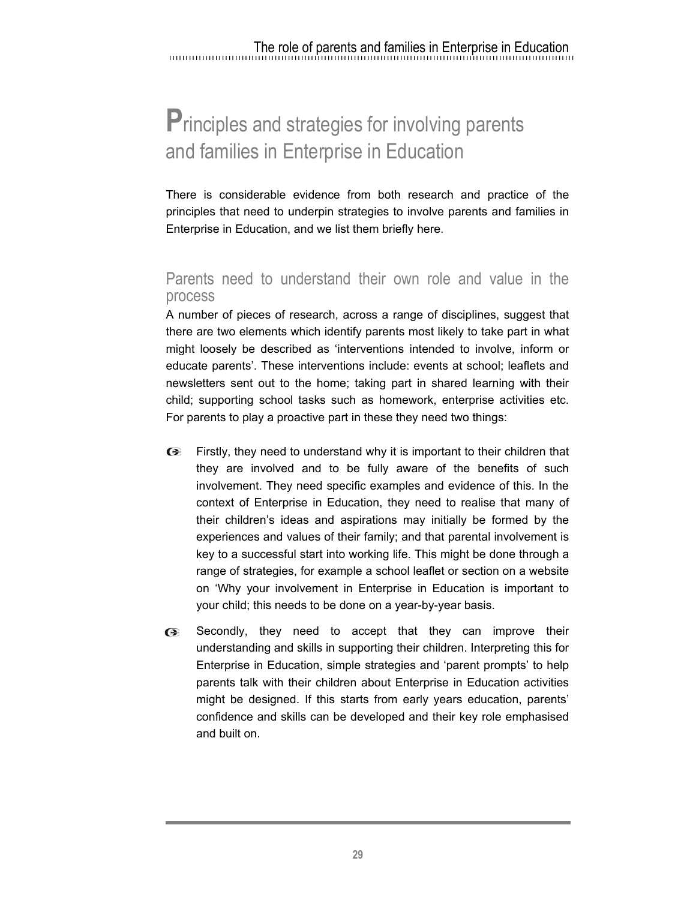# Principles and strategies for involving parents and families in Enterprise in Education

There is considerable evidence from both research and practice of the principles that need to underpin strategies to involve parents and families in Enterprise in Education, and we list them briefly here.

## Parents need to understand their own role and value in the process

A number of pieces of research, across a range of disciplines, suggest that there are two elements which identify parents most likely to take part in what might loosely be described as 'interventions intended to involve, inform or educate parents'. These interventions include: events at school; leaflets and newsletters sent out to the home; taking part in shared learning with their child; supporting school tasks such as homework, enterprise activities etc. For parents to play a proactive part in these they need two things:

- Firstly, they need to understand why it is important to their children that they are involved and to be fully aware of the benefits of such involvement. They need specific examples and evidence of this. In the context of Enterprise in Education, they need to realise that many of their children's ideas and aspirations may initially be formed by the experiences and values of their family; and that parental involvement is key to a successful start into working life. This might be done through a range of strategies, for example a school leaflet or section on a website on 'Why your involvement in Enterprise in Education is important to your child; this needs to be done on a year-by-year basis.
- Secondly, they need to accept that they can improve their understanding and skills in supporting their children. Interpreting this for Enterprise in Education, simple strategies and 'parent prompts' to help parents talk with their children about Enterprise in Education activities might be designed. If this starts from early years education, parents' confidence and skills can be developed and their key role emphasised and built on.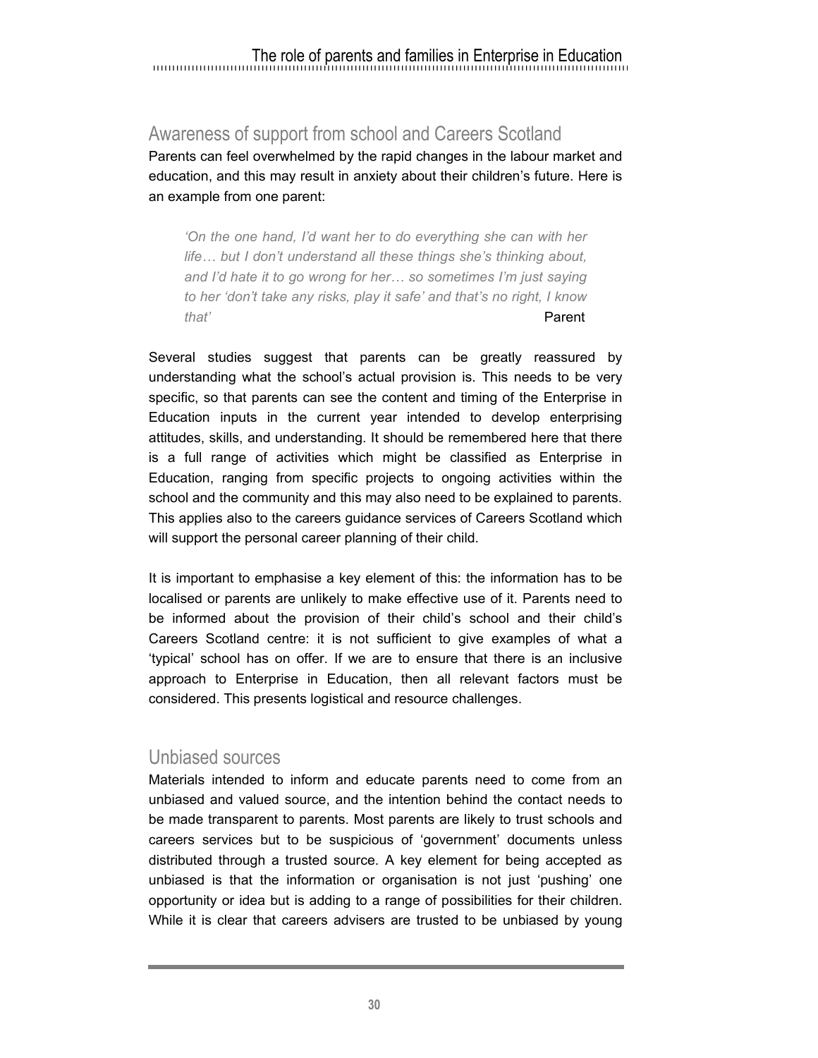## Awareness of support from school and Careers Scotland

Parents can feel overwhelmed by the rapid changes in the labour market and education, and this may result in anxiety about their children's future. Here is an example from one parent:

> *'On the one hand, I'd want her to do everything she can with her life… but I don't understand all these things she's thinking about, and I'd hate it to go wrong for her… so sometimes I'm just saying to her 'don't take any risks, play it safe' and that's no right, I know that'* Parent

Several studies suggest that parents can be greatly reassured by understanding what the school's actual provision is. This needs to be very specific, so that parents can see the content and timing of the Enterprise in Education inputs in the current year intended to develop enterprising attitudes, skills, and understanding. It should be remembered here that there is a full range of activities which might be classified as Enterprise in Education, ranging from specific projects to ongoing activities within the school and the community and this may also need to be explained to parents. This applies also to the careers guidance services of Careers Scotland which will support the personal career planning of their child.

It is important to emphasise a key element of this: the information has to be localised or parents are unlikely to make effective use of it. Parents need to be informed about the provision of their child's school and their child's Careers Scotland centre: it is not sufficient to give examples of what a 'typical' school has on offer. If we are to ensure that there is an inclusive approach to Enterprise in Education, then all relevant factors must be considered. This presents logistical and resource challenges.

## Unbiased sources

Materials intended to inform and educate parents need to come from an unbiased and valued source, and the intention behind the contact needs to be made transparent to parents. Most parents are likely to trust schools and careers services but to be suspicious of 'government' documents unless distributed through a trusted source. A key element for being accepted as unbiased is that the information or organisation is not just 'pushing' one opportunity or idea but is adding to a range of possibilities for their children. While it is clear that careers advisers are trusted to be unbiased by young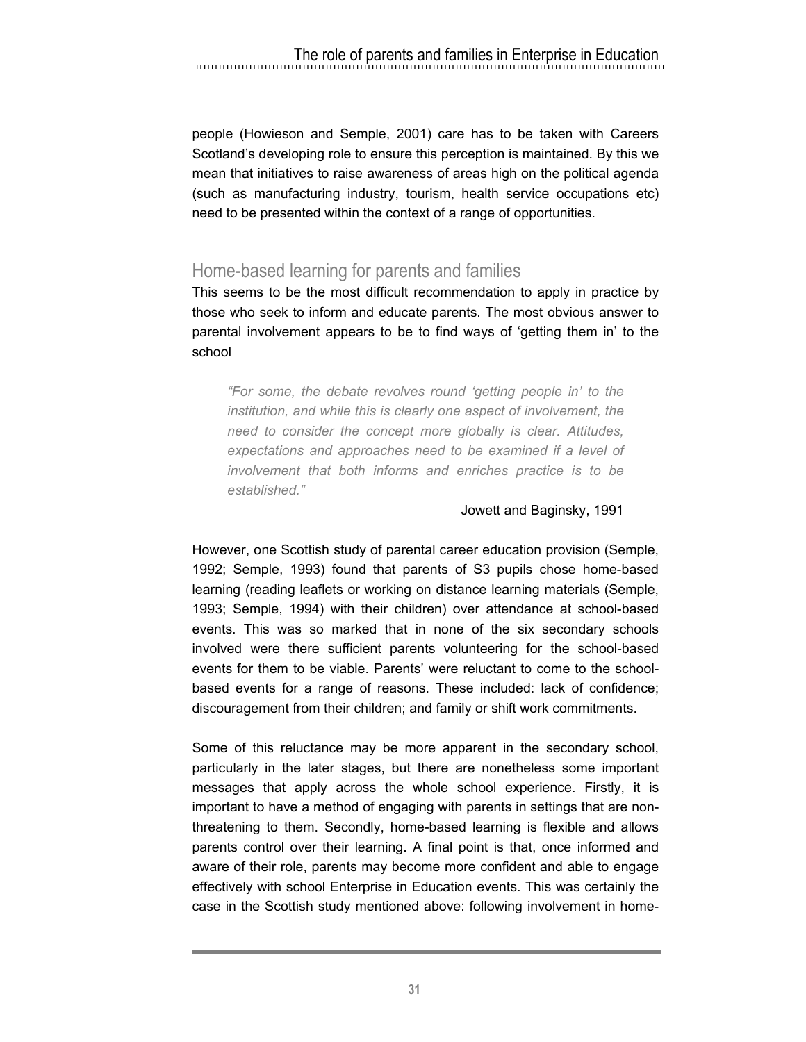people (Howieson and Semple, 2001) care has to be taken with Careers Scotland's developing role to ensure this perception is maintained. By this we mean that initiatives to raise awareness of areas high on the political agenda (such as manufacturing industry, tourism, health service occupations etc) need to be presented within the context of a range of opportunities.

## Home-based learning for parents and families

This seems to be the most difficult recommendation to apply in practice by those who seek to inform and educate parents. The most obvious answer to parental involvement appears to be to find ways of 'getting them in' to the school

> *"For some, the debate revolves round 'getting people in' to the institution, and while this is clearly one aspect of involvement, the need to consider the concept more globally is clear. Attitudes, expectations and approaches need to be examined if a level of involvement that both informs and enriches practice is to be established."*
>
> Jowett and Baginsky, 1991

However, one Scottish study of parental career education provision (Semple, 1992; Semple, 1993) found that parents of S3 pupils chose home-based learning (reading leaflets or working on distance learning materials (Semple, 1993; Semple, 1994) with their children) over attendance at school-based events. This was so marked that in none of the six secondary schools involved were there sufficient parents volunteering for the school-based events for them to be viable. Parents' were reluctant to come to the school-based events for a range of reasons. These included: lack of confidence; discouragement from their children; and family or shift work commitments.

Some of this reluctance may be more apparent in the secondary school, particularly in the later stages, but there are nonetheless some important messages that apply across the whole school experience. Firstly, it is important to have a method of engaging with parents in settings that are non-threatening to them. Secondly, home-based learning is flexible and allows parents control over their learning. A final point is that, once informed and aware of their role, parents may become more confident and able to engage effectively with school Enterprise in Education events. This was certainly the case in the Scottish study mentioned above: following involvement in home-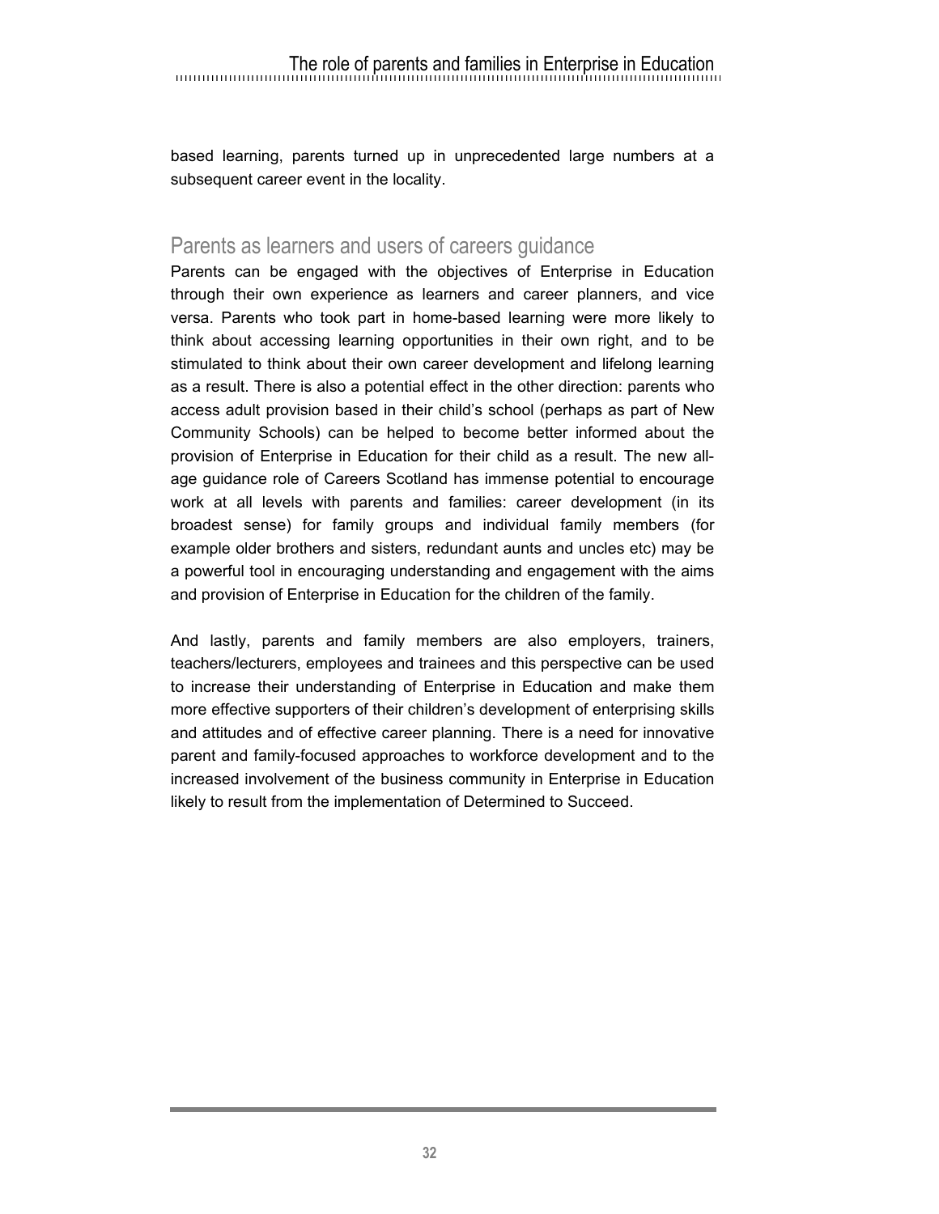based learning, parents turned up in unprecedented large numbers at a subsequent career event in the locality.

## Parents as learners and users of careers guidance

Parents can be engaged with the objectives of Enterprise in Education through their own experience as learners and career planners, and vice versa. Parents who took part in home-based learning were more likely to think about accessing learning opportunities in their own right, and to be stimulated to think about their own career development and lifelong learning as a result. There is also a potential effect in the other direction: parents who access adult provision based in their child's school (perhaps as part of New Community Schools) can be helped to become better informed about the provision of Enterprise in Education for their child as a result. The new all-age guidance role of Careers Scotland has immense potential to encourage work at all levels with parents and families: career development (in its broadest sense) for family groups and individual family members (for example older brothers and sisters, redundant aunts and uncles etc) may be a powerful tool in encouraging understanding and engagement with the aims and provision of Enterprise in Education for the children of the family.

And lastly, parents and family members are also employers, trainers, teachers/lecturers, employees and trainees and this perspective can be used to increase their understanding of Enterprise in Education and make them more effective supporters of their children's development of enterprising skills and attitudes and of effective career planning. There is a need for innovative parent and family-focused approaches to workforce development and to the increased involvement of the business community in Enterprise in Education likely to result from the implementation of Determined to Succeed.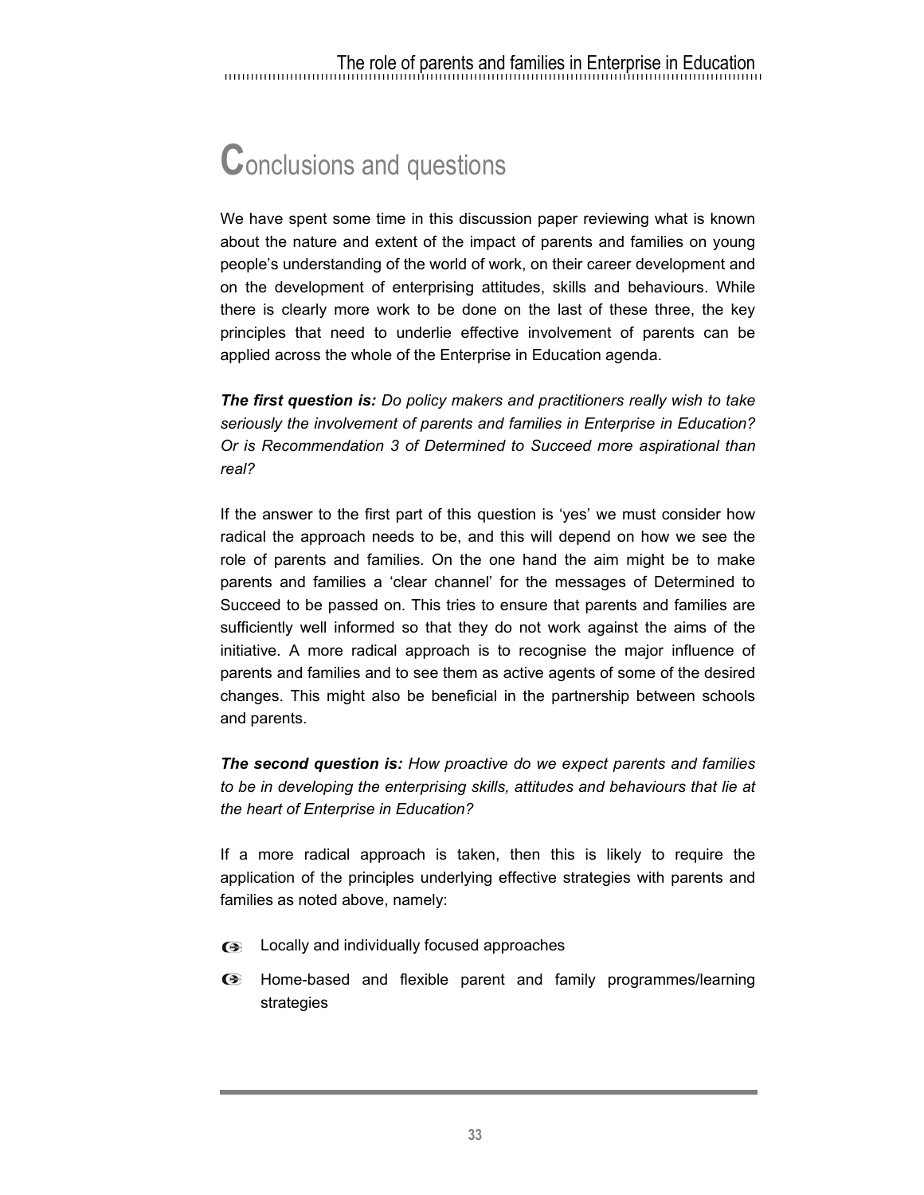# Conclusions and questions

We have spent some time in this discussion paper reviewing what is known about the nature and extent of the impact of parents and families on young people's understanding of the world of work, on their career development and on the development of enterprising attitudes, skills and behaviours. While there is clearly more work to be done on the last of these three, the key principles that need to underlie effective involvement of parents can be applied across the whole of the Enterprise in Education agenda.

***The first question is:*** *Do policy makers and practitioners really wish to take seriously the involvement of parents and families in Enterprise in Education? Or is Recommendation 3 of Determined to Succeed more aspirational than real?*

If the answer to the first part of this question is 'yes' we must consider how radical the approach needs to be, and this will depend on how we see the role of parents and families. On the one hand the aim might be to make parents and families a 'clear channel' for the messages of Determined to Succeed to be passed on. This tries to ensure that parents and families are sufficiently well informed so that they do not work against the aims of the initiative. A more radical approach is to recognise the major influence of parents and families and to see them as active agents of some of the desired changes. This might also be beneficial in the partnership between schools and parents.

***The second question is:*** *How proactive do we expect parents and families to be in developing the enterprising skills, attitudes and behaviours that lie at the heart of Enterprise in Education?*

If a more radical approach is taken, then this is likely to require the application of the principles underlying effective strategies with parents and families as noted above, namely:

- Locally and individually focused approaches
- Home-based and flexible parent and family programmes/learning strategies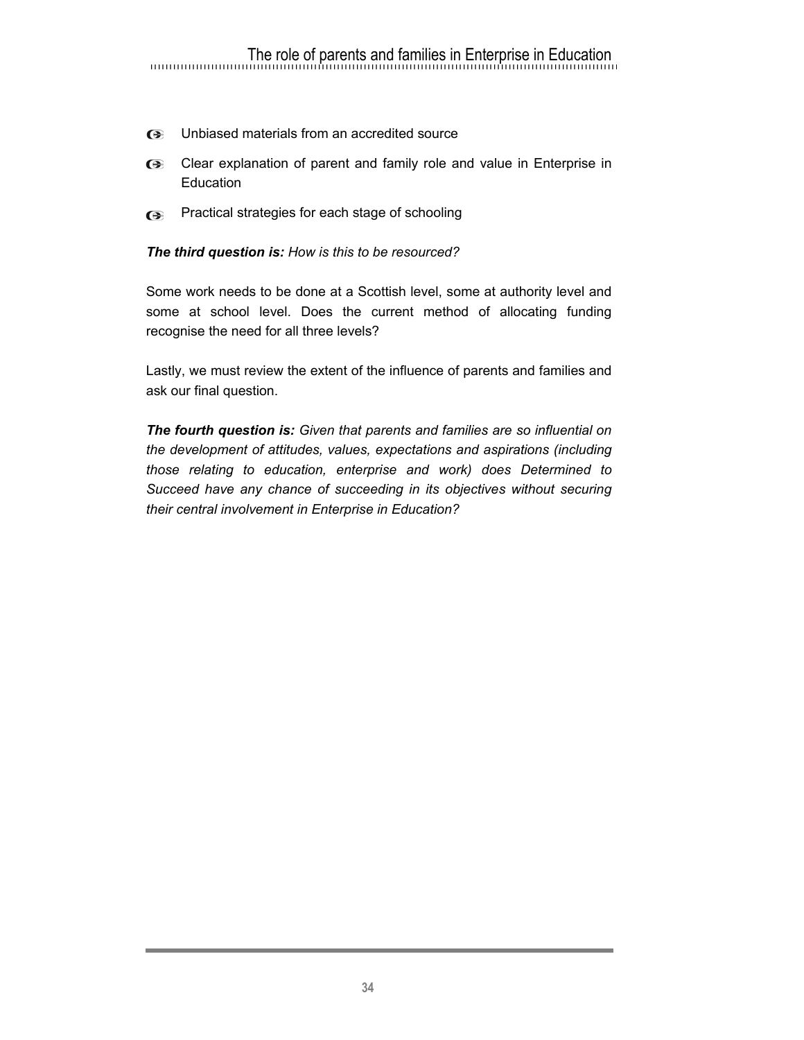- Unbiased materials from an accredited source
- Clear explanation of parent and family role and value in Enterprise in Education
- Practical strategies for each stage of schooling

***The third question is:*** *How is this to be resourced?*

Some work needs to be done at a Scottish level, some at authority level and some at school level. Does the current method of allocating funding recognise the need for all three levels?

Lastly, we must review the extent of the influence of parents and families and ask our final question.

***The fourth question is:*** *Given that parents and families are so influential on the development of attitudes, values, expectations and aspirations (including those relating to education, enterprise and work) does Determined to Succeed have any chance of succeeding in its objectives without securing their central involvement in Enterprise in Education?*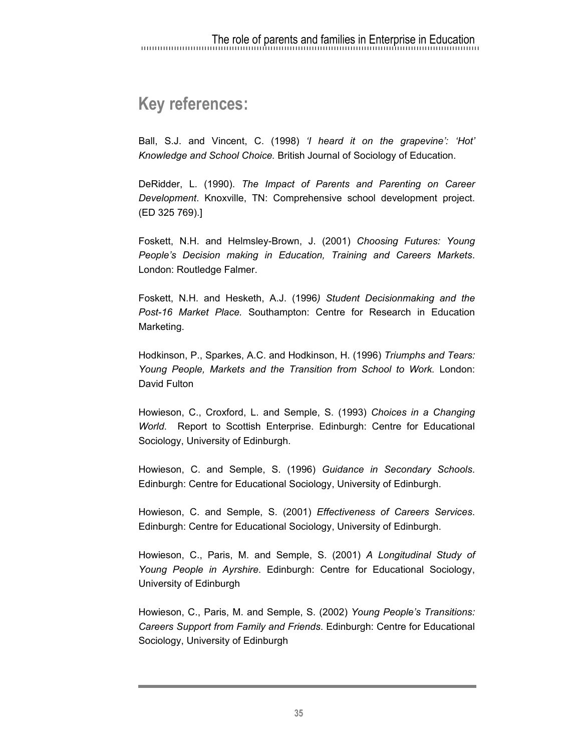## Key references:

Ball, S.J. and Vincent, C. (1998) *'I heard it on the grapevine': 'Hot' Knowledge and School Choice.* British Journal of Sociology of Education.

DeRidder, L. (1990). *The Impact of Parents and Parenting on Career Development*. Knoxville, TN: Comprehensive school development project. (ED 325 769).]

Foskett, N.H. and Helmsley-Brown, J. (2001) *Choosing Futures: Young People's Decision making in Education, Training and Careers Markets*. London: Routledge Falmer.

Foskett, N.H. and Hesketh, A.J. (1996*) Student Decisionmaking and the Post-16 Market Place.* Southampton: Centre for Research in Education Marketing.

Hodkinson, P., Sparkes, A.C. and Hodkinson, H. (1996) *Triumphs and Tears: Young People, Markets and the Transition from School to Work.* London: David Fulton

Howieson, C., Croxford, L. and Semple, S. (1993) *Choices in a Changing World*. Report to Scottish Enterprise. Edinburgh: Centre for Educational Sociology, University of Edinburgh.

Howieson, C. and Semple, S. (1996) *Guidance in Secondary Schools*. Edinburgh: Centre for Educational Sociology, University of Edinburgh.

Howieson, C. and Semple, S. (2001) *Effectiveness of Careers Services*. Edinburgh: Centre for Educational Sociology, University of Edinburgh.

Howieson, C., Paris, M. and Semple, S. (2001) *A Longitudinal Study of Young People in Ayrshire*. Edinburgh: Centre for Educational Sociology, University of Edinburgh

Howieson, C., Paris, M. and Semple, S. (2002) *Young People's Transitions: Careers Support from Family and Friends*. Edinburgh: Centre for Educational Sociology, University of Edinburgh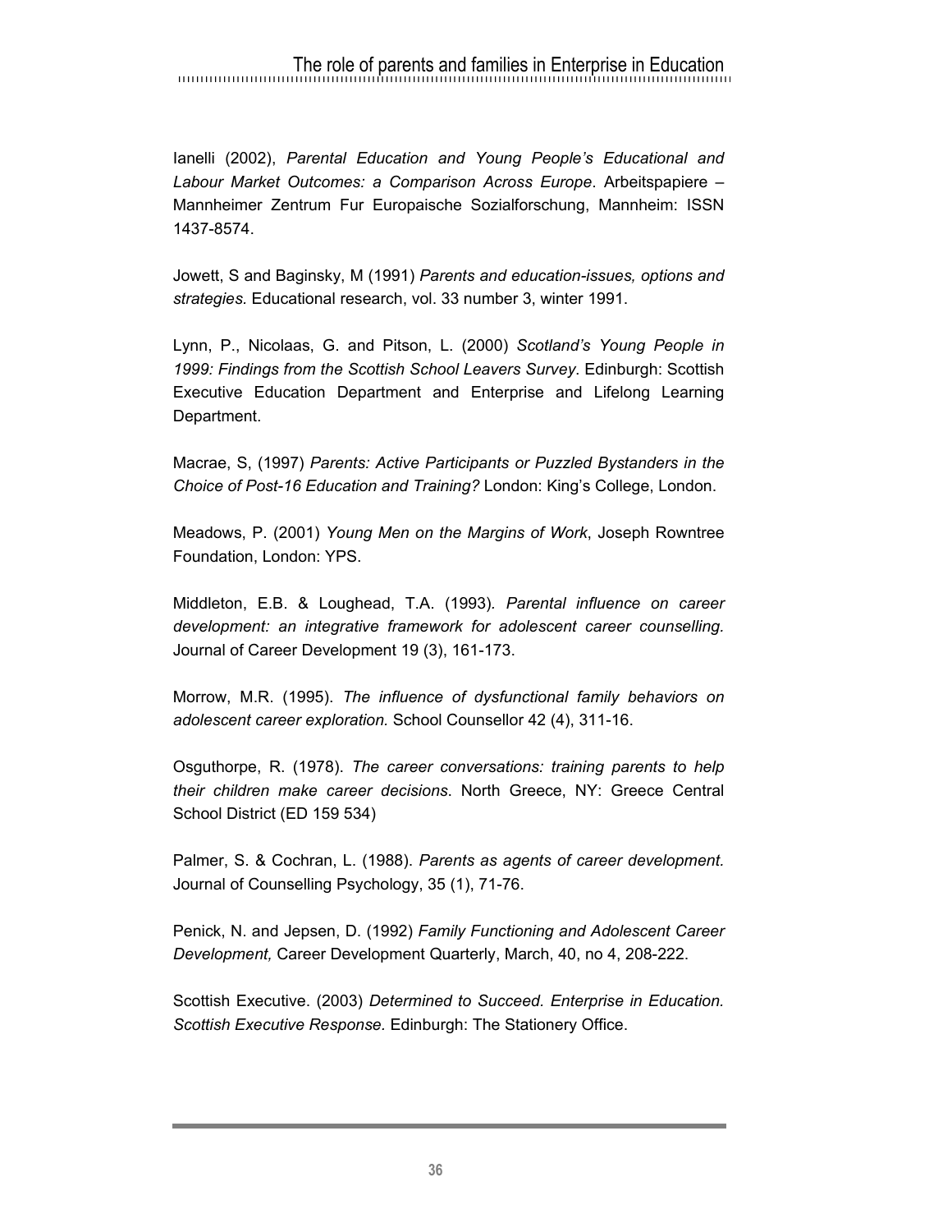Ianelli (2002), *Parental Education and Young People's Educational and Labour Market Outcomes: a Comparison Across Europe*. Arbeitspapiere – Mannheimer Zentrum Fur Europaische Sozialforschung, Mannheim: ISSN 1437-8574.

Jowett, S and Baginsky, M (1991) *Parents and education-issues, options and strategies.* Educational research, vol. 33 number 3, winter 1991.

Lynn, P., Nicolaas, G. and Pitson, L. (2000) *Scotland's Young People in 1999: Findings from the Scottish School Leavers Survey*. Edinburgh: Scottish Executive Education Department and Enterprise and Lifelong Learning Department.

Macrae, S, (1997) *Parents: Active Participants or Puzzled Bystanders in the Choice of Post-16 Education and Training?* London: King's College, London.

Meadows, P. (2001) *Young Men on the Margins of Work*, Joseph Rowntree Foundation, London: YPS.

Middleton, E.B. & Loughead, T.A. (1993). *Parental influence on career development: an integrative framework for adolescent career counselling.* Journal of Career Development 19 (3), 161-173.

Morrow, M.R. (1995). *The influence of dysfunctional family behaviors on adolescent career exploration.* School Counsellor 42 (4), 311-16.

Osguthorpe, R. (1978). *The career conversations: training parents to help their children make career decisions*. North Greece, NY: Greece Central School District (ED 159 534)

Palmer, S. & Cochran, L. (1988). *Parents as agents of career development.* Journal of Counselling Psychology, 35 (1), 71-76.

Penick, N. and Jepsen, D. (1992) *Family Functioning and Adolescent Career Development,* Career Development Quarterly, March, 40, no 4, 208-222.

Scottish Executive. (2003) *Determined to Succeed. Enterprise in Education. Scottish Executive Response.* Edinburgh: The Stationery Office.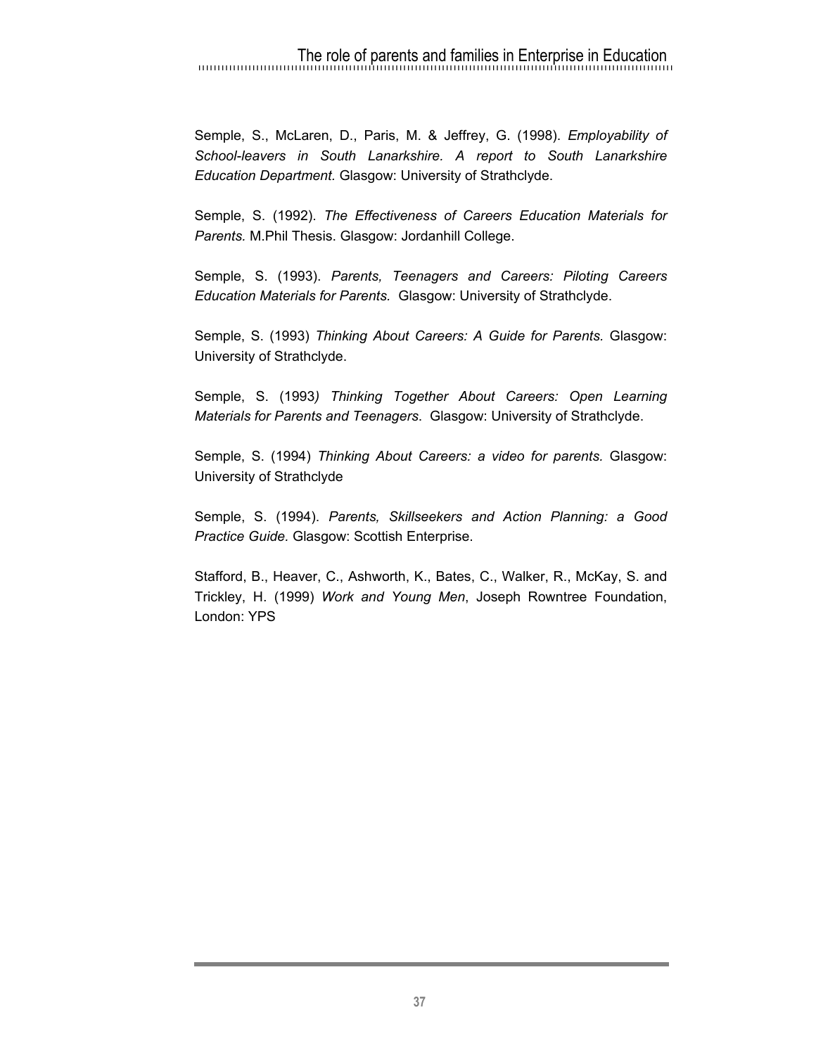Semple, S., McLaren, D., Paris, M. & Jeffrey, G. (1998). *Employability of School-leavers in South Lanarkshire. A report to South Lanarkshire Education Department.* Glasgow: University of Strathclyde.

Semple, S. (1992). *The Effectiveness of Careers Education Materials for Parents.* M.Phil Thesis. Glasgow: Jordanhill College.

Semple, S. (1993). *Parents, Teenagers and Careers: Piloting Careers Education Materials for Parents.* Glasgow: University of Strathclyde.

Semple, S. (1993) *Thinking About Careers: A Guide for Parents.* Glasgow: University of Strathclyde.

Semple, S. (1993*) Thinking Together About Careers: Open Learning Materials for Parents and Teenagers*. Glasgow: University of Strathclyde.

Semple, S. (1994) *Thinking About Careers: a video for parents.* Glasgow: University of Strathclyde

Semple, S. (1994). *Parents, Skillseekers and Action Planning: a Good Practice Guide.* Glasgow: Scottish Enterprise.

Stafford, B., Heaver, C., Ashworth, K., Bates, C., Walker, R., McKay, S. and Trickley, H. (1999) *Work and Young Men*, Joseph Rowntree Foundation, London: YPS